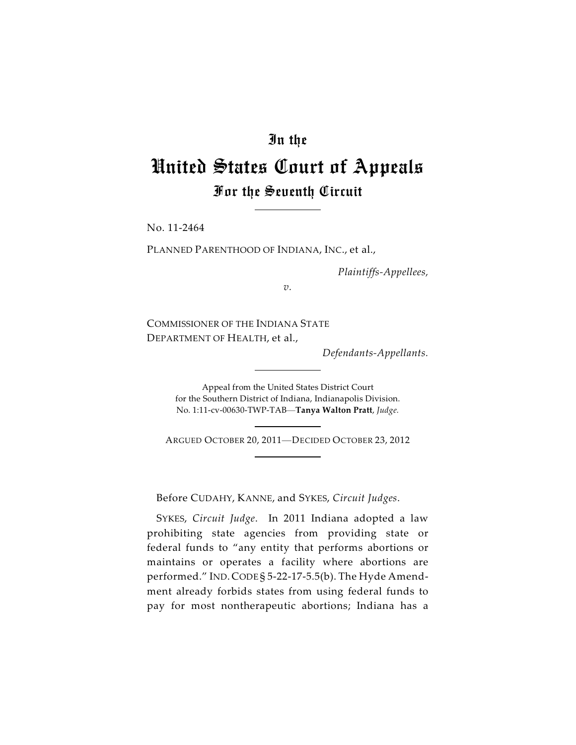# In the
# United States Court of Appeals
## For the Seventh Circuit

No. 11-2464

PLANNED PARENTHOOD OF INDIANA, INC., et al.,

*Plaintiffs-Appellees,*

*v.*

COMMISSIONER OF THE INDIANA STATE DEPARTMENT OF HEALTH, et al.,

*Defendants-Appellants.*

Appeal from the United States District Court for the Southern District of Indiana, Indianapolis Division. No. 1:11-cv-00630-TWP-TAB—**Tanya Walton Pratt**, *Judge.*

ARGUED OCTOBER 20, 2011—DECIDED OCTOBER 23, 2012

Before CUDAHY, KANNE, and SYKES, *Circuit Judges*.

SYKES, *Circuit Judge*. In 2011 Indiana adopted a law prohibiting state agencies from providing state or federal funds to "any entity that performs abortions or maintains or operates a facility where abortions are performed." IND. CODE § 5-22-17-5.5(b). The Hyde Amendment already forbids states from using federal funds to pay for most nontherapeutic abortions; Indiana has a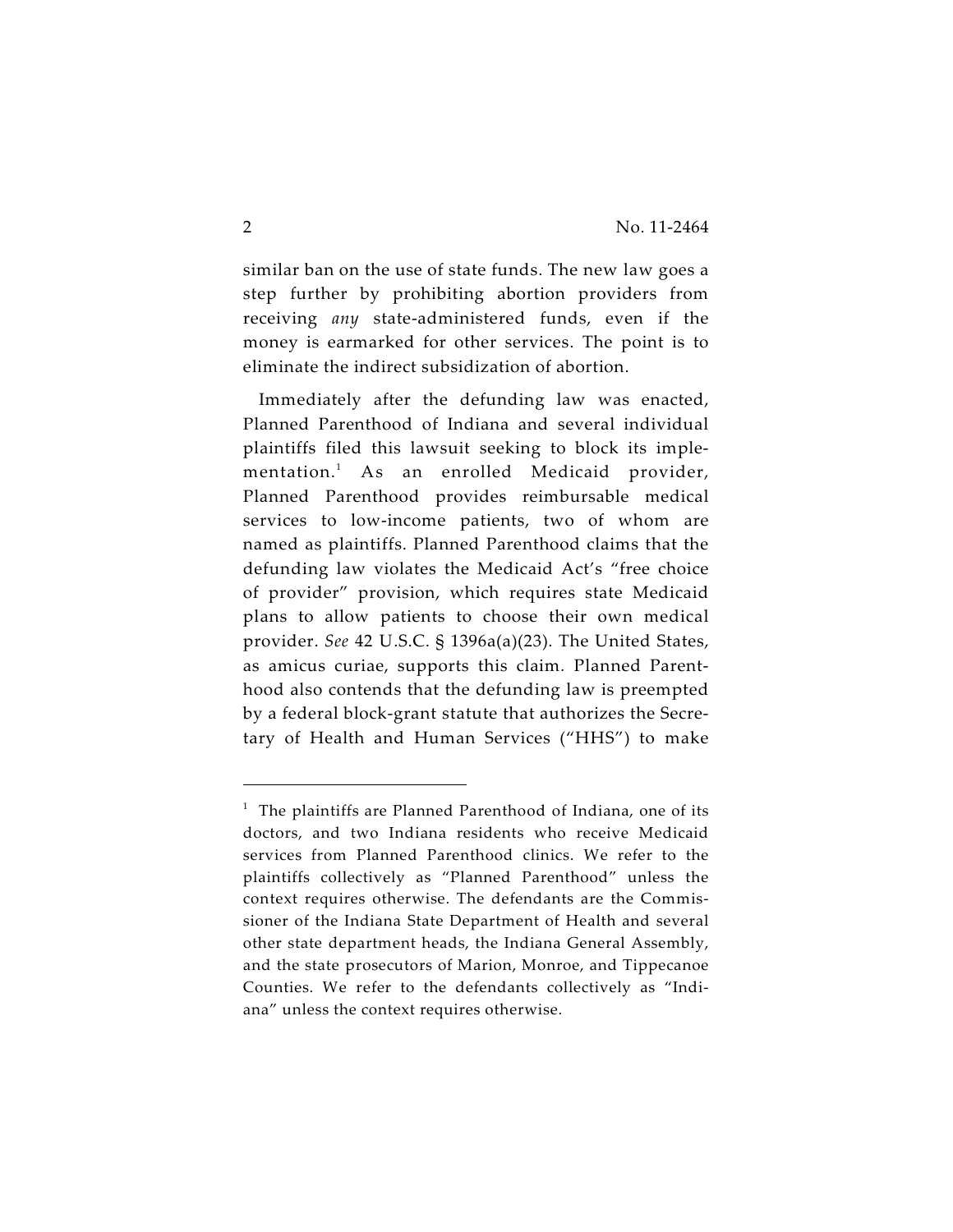similar ban on the use of state funds. The new law goes a step further by prohibiting abortion providers from receiving *any* state-administered funds, even if the money is earmarked for other services. The point is to eliminate the indirect subsidization of abortion.

Immediately after the defunding law was enacted, Planned Parenthood of Indiana and several individual plaintiffs filed this lawsuit seeking to block its implementation.[1] As an enrolled Medicaid provider, Planned Parenthood provides reimbursable medical services to low-income patients, two of whom are named as plaintiffs. Planned Parenthood claims that the defunding law violates the Medicaid Act's "free choice of provider" provision, which requires state Medicaid plans to allow patients to choose their own medical provider. *See* 42 U.S.C. § 1396a(a)(23). The United States, as amicus curiae, supports this claim. Planned Parenthood also contends that the defunding law is preempted by a federal block-grant statute that authorizes the Secretary of Health and Human Services ("HHS") to make

[1] The plaintiffs are Planned Parenthood of Indiana, one of its doctors, and two Indiana residents who receive Medicaid services from Planned Parenthood clinics. We refer to the plaintiffs collectively as "Planned Parenthood" unless the context requires otherwise. The defendants are the Commissioner of the Indiana State Department of Health and several other state department heads, the Indiana General Assembly, and the state prosecutors of Marion, Monroe, and Tippecanoe Counties. We refer to the defendants collectively as "Indiana" unless the context requires otherwise.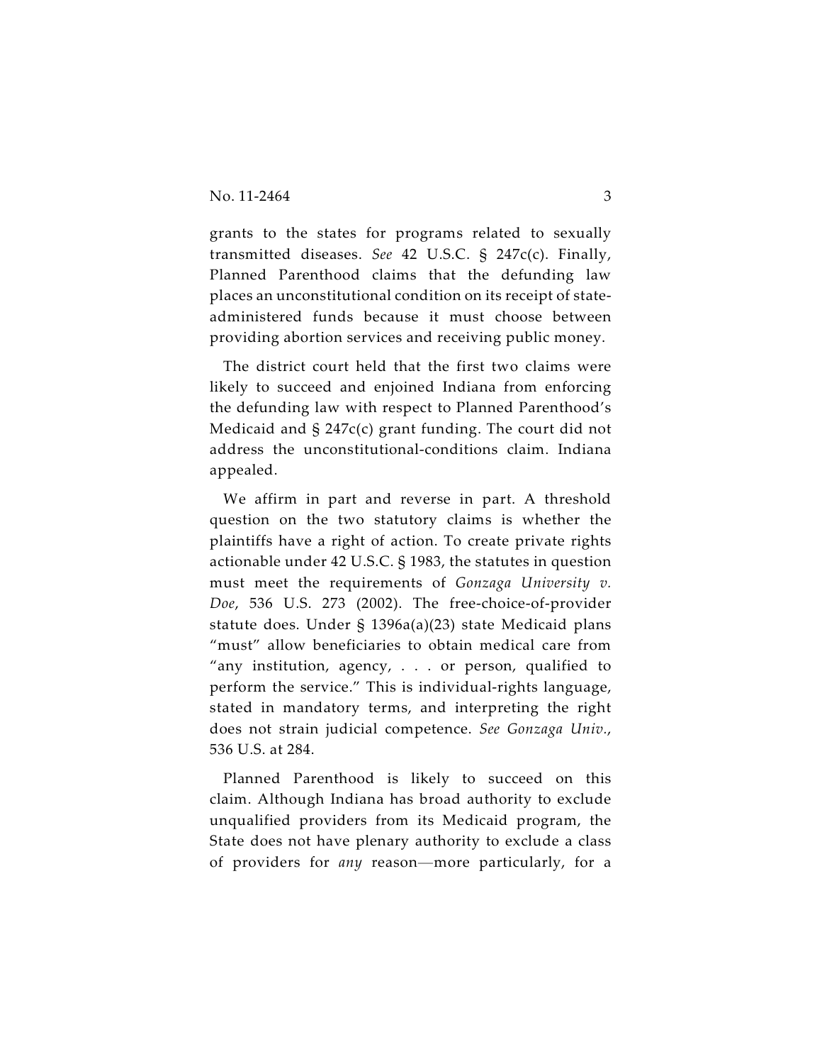grants to the states for programs related to sexually transmitted diseases. *See* 42 U.S.C. § 247c(c). Finally, Planned Parenthood claims that the defunding law places an unconstitutional condition on its receipt of state-administered funds because it must choose between providing abortion services and receiving public money.

The district court held that the first two claims were likely to succeed and enjoined Indiana from enforcing the defunding law with respect to Planned Parenthood's Medicaid and § 247c(c) grant funding. The court did not address the unconstitutional-conditions claim. Indiana appealed.

We affirm in part and reverse in part. A threshold question on the two statutory claims is whether the plaintiffs have a right of action. To create private rights actionable under 42 U.S.C. § 1983, the statutes in question must meet the requirements of *Gonzaga University v. Doe*, 536 U.S. 273 (2002). The free-choice-of-provider statute does. Under § 1396a(a)(23) state Medicaid plans "must" allow beneficiaries to obtain medical care from "any institution, agency, . . . or person, qualified to perform the service." This is individual-rights language, stated in mandatory terms, and interpreting the right does not strain judicial competence. *See Gonzaga Univ.*, 536 U.S. at 284.

Planned Parenthood is likely to succeed on this claim. Although Indiana has broad authority to exclude unqualified providers from its Medicaid program, the State does not have plenary authority to exclude a class of providers for *any* reason—more particularly, for a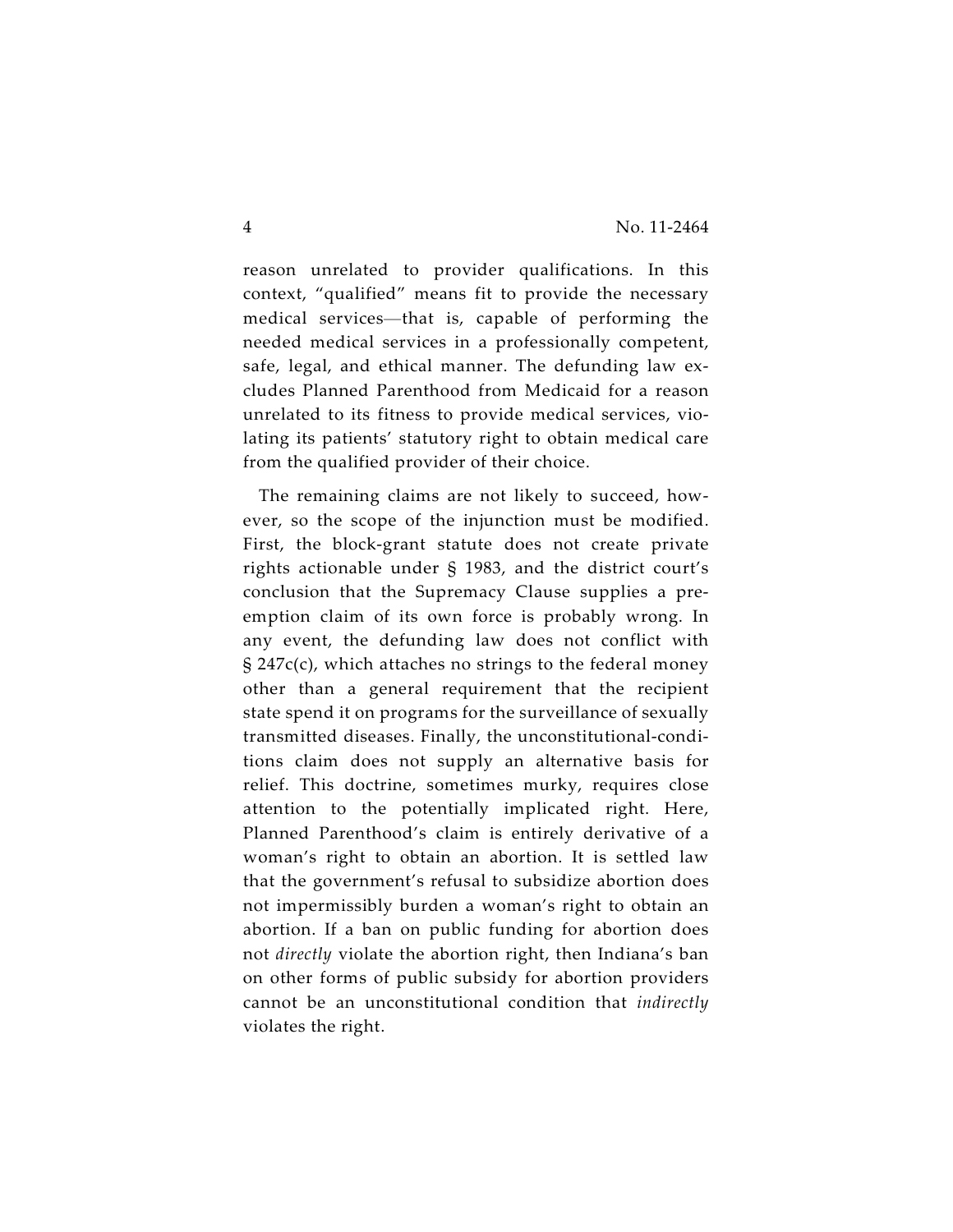reason unrelated to provider qualifications. In this context, "qualified" means fit to provide the necessary medical services—that is, capable of performing the needed medical services in a professionally competent, safe, legal, and ethical manner. The defunding law excludes Planned Parenthood from Medicaid for a reason unrelated to its fitness to provide medical services, violating its patients' statutory right to obtain medical care from the qualified provider of their choice.

The remaining claims are not likely to succeed, however, so the scope of the injunction must be modified. First, the block-grant statute does not create private rights actionable under § 1983, and the district court's conclusion that the Supremacy Clause supplies a preemption claim of its own force is probably wrong. In any event, the defunding law does not conflict with § 247c(c), which attaches no strings to the federal money other than a general requirement that the recipient state spend it on programs for the surveillance of sexually transmitted diseases. Finally, the unconstitutional-conditions claim does not supply an alternative basis for relief. This doctrine, sometimes murky, requires close attention to the potentially implicated right. Here, Planned Parenthood's claim is entirely derivative of a woman's right to obtain an abortion. It is settled law that the government's refusal to subsidize abortion does not impermissibly burden a woman's right to obtain an abortion. If a ban on public funding for abortion does not *directly* violate the abortion right, then Indiana's ban on other forms of public subsidy for abortion providers cannot be an unconstitutional condition that *indirectly* violates the right.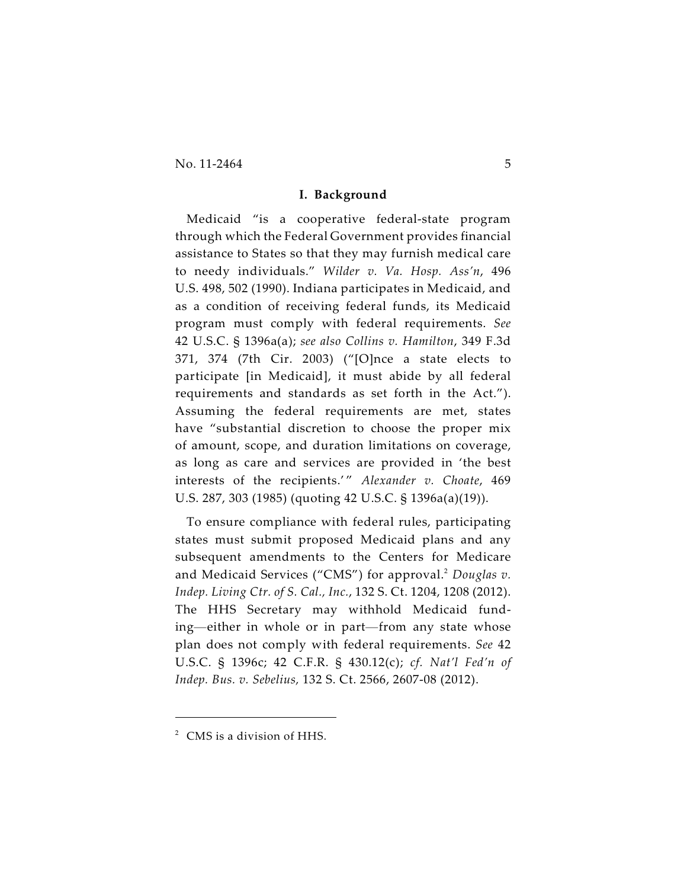## I. Background

Medicaid "is a cooperative federal-state program through which the Federal Government provides financial assistance to States so that they may furnish medical care to needy individuals." *Wilder v. Va. Hosp. Ass'n*, 496 U.S. 498, 502 (1990). Indiana participates in Medicaid, and as a condition of receiving federal funds, its Medicaid program must comply with federal requirements. *See* 42 U.S.C. § 1396a(a); *see also Collins v. Hamilton*, 349 F.3d 371, 374 (7th Cir. 2003) ("[O]nce a state elects to participate [in Medicaid], it must abide by all federal requirements and standards as set forth in the Act."). Assuming the federal requirements are met, states have "substantial discretion to choose the proper mix of amount, scope, and duration limitations on coverage, as long as care and services are provided in 'the best interests of the recipients.'" *Alexander v. Choate*, 469 U.S. 287, 303 (1985) (quoting 42 U.S.C. § 1396a(a)(19)).

To ensure compliance with federal rules, participating states must submit proposed Medicaid plans and any subsequent amendments to the Centers for Medicare and Medicaid Services ("CMS") for approval.[2] *Douglas v. Indep. Living Ctr. of S. Cal., Inc.*, 132 S. Ct. 1204, 1208 (2012). The HHS Secretary may withhold Medicaid funding—either in whole or in part—from any state whose plan does not comply with federal requirements. *See* 42 U.S.C. § 1396c; 42 C.F.R. § 430.12(c); *cf. Nat'l Fed'n of Indep. Bus. v. Sebelius,* 132 S. Ct. 2566, 2607-08 (2012).

---

[2] CMS is a division of HHS.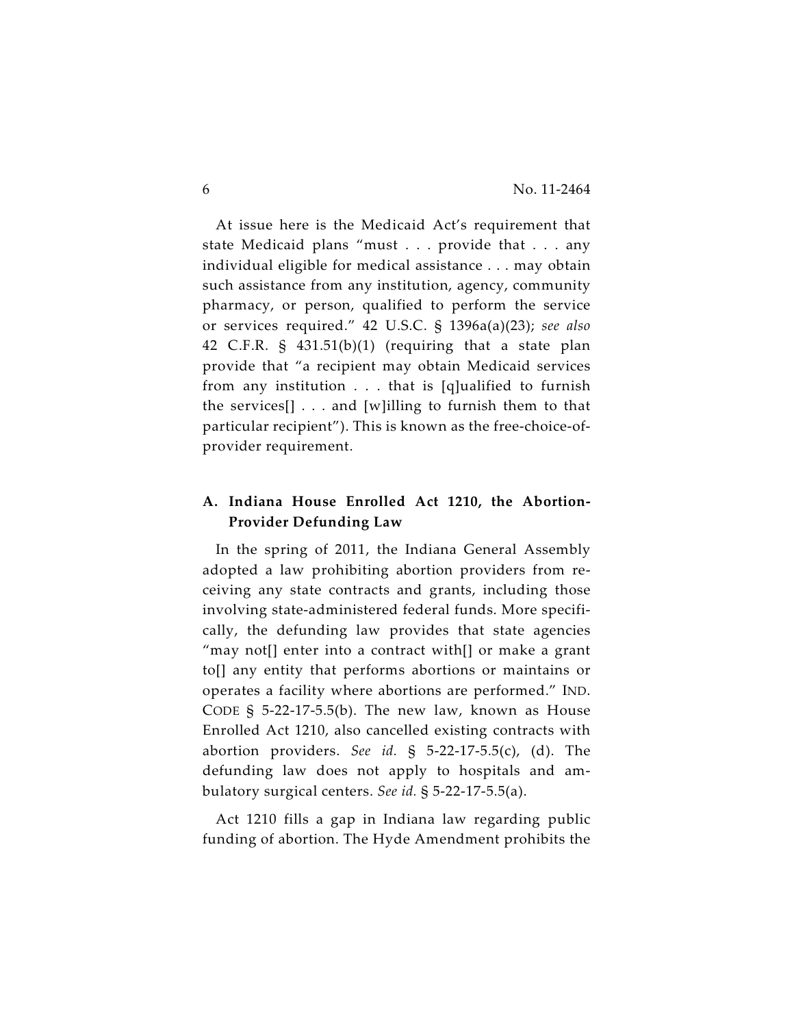At issue here is the Medicaid Act's requirement that state Medicaid plans "must . . . provide that . . . any individual eligible for medical assistance . . . may obtain such assistance from any institution, agency, community pharmacy, or person, qualified to perform the service or services required." 42 U.S.C. § 1396a(a)(23); *see also* 42 C.F.R. § 431.51(b)(1) (requiring that a state plan provide that "a recipient may obtain Medicaid services from any institution . . . that is [q]ualified to furnish the services[] . . . and [w]illing to furnish them to that particular recipient"). This is known as the free-choice-of-provider requirement.

### A. Indiana House Enrolled Act 1210, the Abortion-Provider Defunding Law

In the spring of 2011, the Indiana General Assembly adopted a law prohibiting abortion providers from receiving any state contracts and grants, including those involving state-administered federal funds. More specifically, the defunding law provides that state agencies "may not[] enter into a contract with[] or make a grant to[] any entity that performs abortions or maintains or operates a facility where abortions are performed." IND. CODE § 5-22-17-5.5(b). The new law, known as House Enrolled Act 1210, also cancelled existing contracts with abortion providers. *See id.* § 5-22-17-5.5(c), (d). The defunding law does not apply to hospitals and ambulatory surgical centers. *See id.* § 5-22-17-5.5(a).

Act 1210 fills a gap in Indiana law regarding public funding of abortion. The Hyde Amendment prohibits the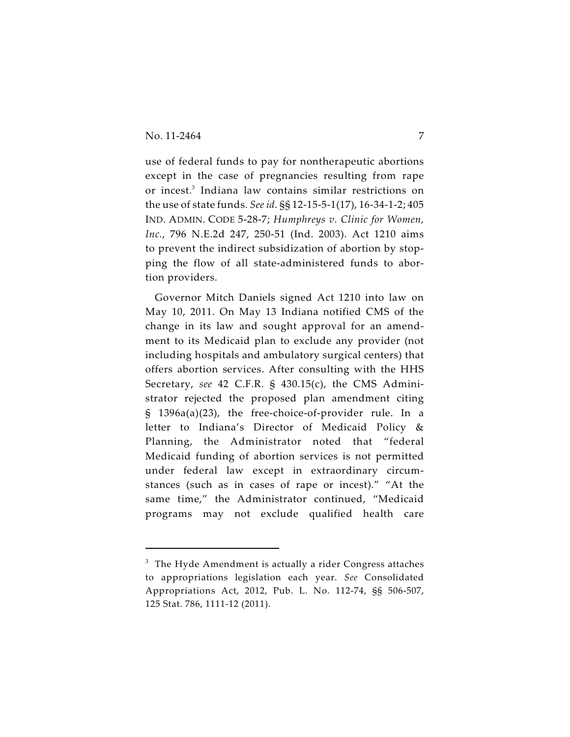use of federal funds to pay for nontherapeutic abortions except in the case of pregnancies resulting from rape or incest.[3] Indiana law contains similar restrictions on the use of state funds. *See id.* §§ 12-15-5-1(17), 16-34-1-2; 405 IND. ADMIN. CODE 5-28-7; *Humphreys v. Clinic for Women, Inc.*, 796 N.E.2d 247, 250-51 (Ind. 2003). Act 1210 aims to prevent the indirect subsidization of abortion by stopping the flow of all state-administered funds to abortion providers.

Governor Mitch Daniels signed Act 1210 into law on May 10, 2011. On May 13 Indiana notified CMS of the change in its law and sought approval for an amendment to its Medicaid plan to exclude any provider (not including hospitals and ambulatory surgical centers) that offers abortion services. After consulting with the HHS Secretary, *see* 42 C.F.R. § 430.15(c), the CMS Administrator rejected the proposed plan amendment citing § 1396a(a)(23), the free-choice-of-provider rule. In a letter to Indiana's Director of Medicaid Policy & Planning, the Administrator noted that "federal Medicaid funding of abortion services is not permitted under federal law except in extraordinary circumstances (such as in cases of rape or incest)." "At the same time," the Administrator continued, "Medicaid programs may not exclude qualified health care

---

[3] The Hyde Amendment is actually a rider Congress attaches to appropriations legislation each year. *See* Consolidated Appropriations Act, 2012, Pub. L. No. 112-74, §§ 506-507, 125 Stat. 786, 1111-12 (2011).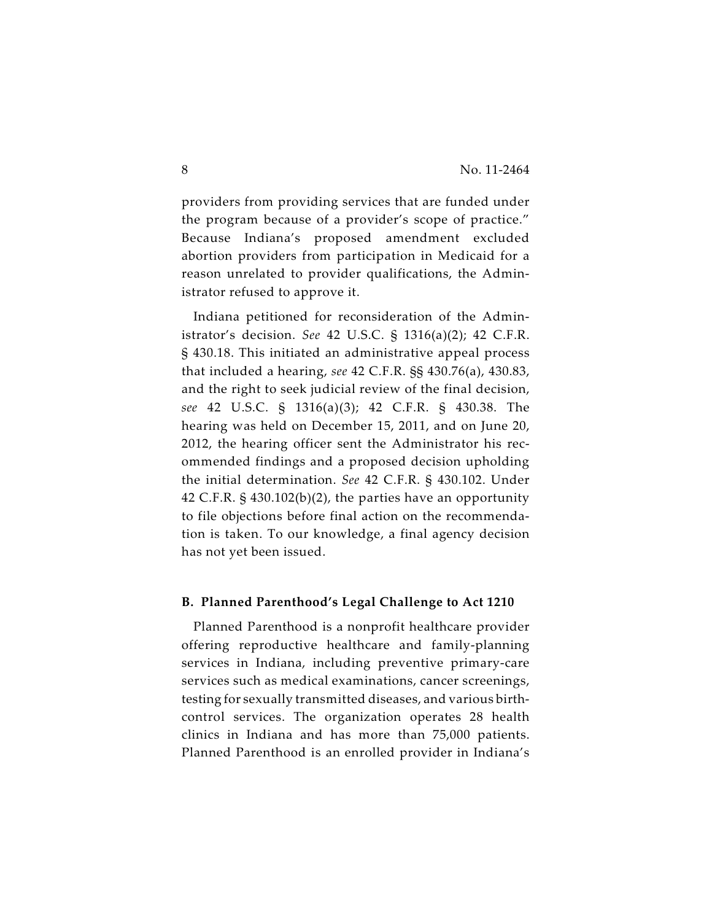providers from providing services that are funded under the program because of a provider's scope of practice." Because Indiana's proposed amendment excluded abortion providers from participation in Medicaid for a reason unrelated to provider qualifications, the Administrator refused to approve it.

Indiana petitioned for reconsideration of the Administrator's decision. *See* 42 U.S.C. § 1316(a)(2); 42 C.F.R. § 430.18. This initiated an administrative appeal process that included a hearing, *see* 42 C.F.R. §§ 430.76(a), 430.83, and the right to seek judicial review of the final decision, *see* 42 U.S.C. § 1316(a)(3); 42 C.F.R. § 430.38. The hearing was held on December 15, 2011, and on June 20, 2012, the hearing officer sent the Administrator his recommended findings and a proposed decision upholding the initial determination. *See* 42 C.F.R. § 430.102. Under 42 C.F.R. § 430.102(b)(2), the parties have an opportunity to file objections before final action on the recommendation is taken. To our knowledge, a final agency decision has not yet been issued.

### B. Planned Parenthood's Legal Challenge to Act 1210

Planned Parenthood is a nonprofit healthcare provider offering reproductive healthcare and family-planning services in Indiana, including preventive primary-care services such as medical examinations, cancer screenings, testing for sexually transmitted diseases, and various birth-control services. The organization operates 28 health clinics in Indiana and has more than 75,000 patients. Planned Parenthood is an enrolled provider in Indiana's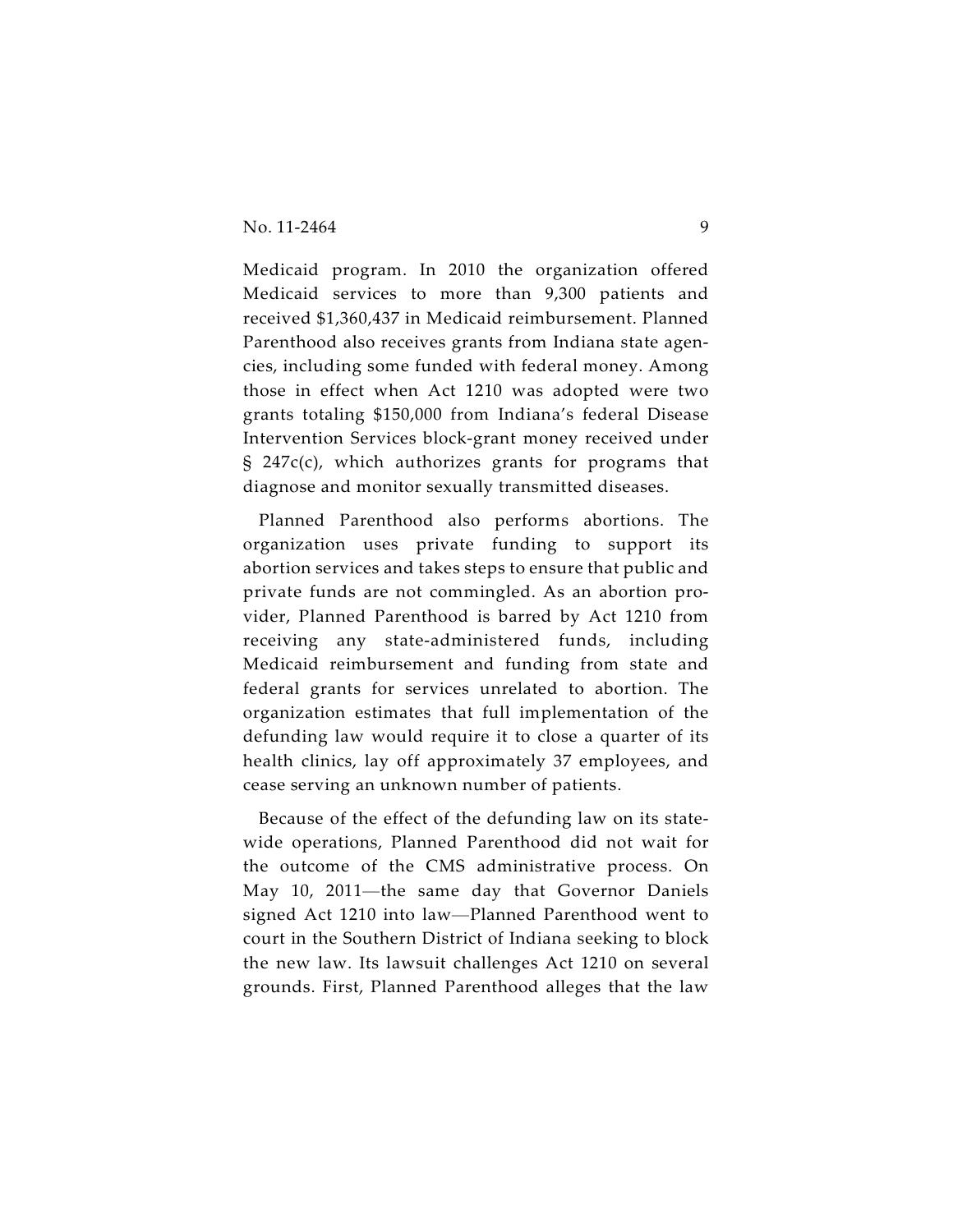Medicaid program. In 2010 the organization offered Medicaid services to more than 9,300 patients and received $1,360,437 in Medicaid reimbursement. Planned Parenthood also receives grants from Indiana state agencies, including some funded with federal money. Among those in effect when Act 1210 was adopted were two grants totaling $150,000 from Indiana's federal Disease Intervention Services block-grant money received under § 247c(c), which authorizes grants for programs that diagnose and monitor sexually transmitted diseases.

Planned Parenthood also performs abortions. The organization uses private funding to support its abortion services and takes steps to ensure that public and private funds are not commingled. As an abortion provider, Planned Parenthood is barred by Act 1210 from receiving any state-administered funds, including Medicaid reimbursement and funding from state and federal grants for services unrelated to abortion. The organization estimates that full implementation of the defunding law would require it to close a quarter of its health clinics, lay off approximately 37 employees, and cease serving an unknown number of patients.

Because of the effect of the defunding law on its statewide operations, Planned Parenthood did not wait for the outcome of the CMS administrative process. On May 10, 2011—the same day that Governor Daniels signed Act 1210 into law—Planned Parenthood went to court in the Southern District of Indiana seeking to block the new law. Its lawsuit challenges Act 1210 on several grounds. First, Planned Parenthood alleges that the law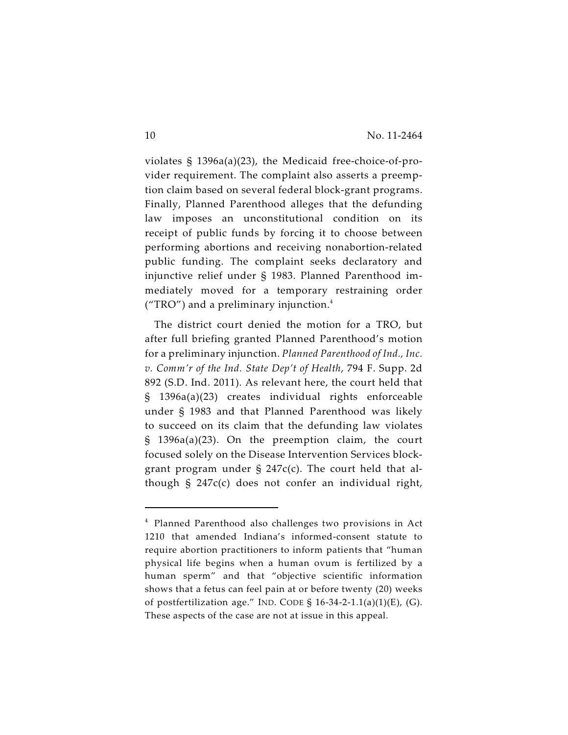violates § 1396a(a)(23), the Medicaid free-choice-of-provider requirement. The complaint also asserts a preemption claim based on several federal block-grant programs. Finally, Planned Parenthood alleges that the defunding law imposes an unconstitutional condition on its receipt of public funds by forcing it to choose between performing abortions and receiving nonabortion-related public funding. The complaint seeks declaratory and injunctive relief under § 1983. Planned Parenthood immediately moved for a temporary restraining order ("TRO") and a preliminary injunction.[4]

The district court denied the motion for a TRO, but after full briefing granted Planned Parenthood's motion for a preliminary injunction. *Planned Parenthood of Ind., Inc. v. Comm'r of the Ind. State Dep't of Health*, 794 F. Supp. 2d 892 (S.D. Ind. 2011). As relevant here, the court held that § 1396a(a)(23) creates individual rights enforceable under § 1983 and that Planned Parenthood was likely to succeed on its claim that the defunding law violates § 1396a(a)(23). On the preemption claim, the court focused solely on the Disease Intervention Services block-grant program under § 247c(c). The court held that although § 247c(c) does not confer an individual right,

---

[4] Planned Parenthood also challenges two provisions in Act 1210 that amended Indiana's informed-consent statute to require abortion practitioners to inform patients that "human physical life begins when a human ovum is fertilized by a human sperm" and that "objective scientific information shows that a fetus can feel pain at or before twenty (20) weeks of postfertilization age." IND. CODE § 16-34-2-1.1(a)(1)(E), (G). These aspects of the case are not at issue in this appeal.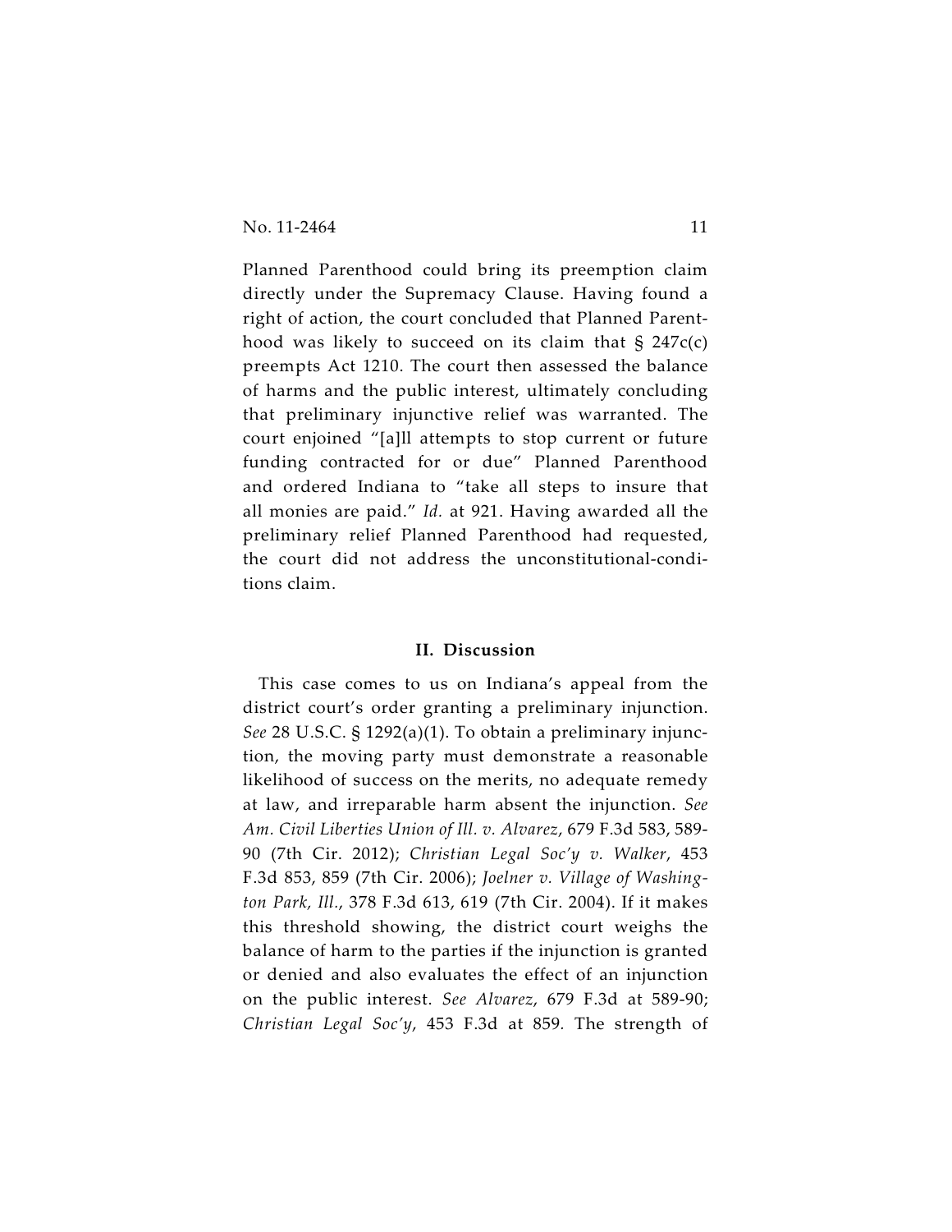Planned Parenthood could bring its preemption claim directly under the Supremacy Clause. Having found a right of action, the court concluded that Planned Parenthood was likely to succeed on its claim that § 247c(c) preempts Act 1210. The court then assessed the balance of harms and the public interest, ultimately concluding that preliminary injunctive relief was warranted. The court enjoined "[a]ll attempts to stop current or future funding contracted for or due" Planned Parenthood and ordered Indiana to "take all steps to insure that all monies are paid." *Id.* at 921. Having awarded all the preliminary relief Planned Parenthood had requested, the court did not address the unconstitutional-conditions claim.

## II. Discussion

This case comes to us on Indiana's appeal from the district court's order granting a preliminary injunction. *See* 28 U.S.C. § 1292(a)(1). To obtain a preliminary injunction, the moving party must demonstrate a reasonable likelihood of success on the merits, no adequate remedy at law, and irreparable harm absent the injunction. *See Am. Civil Liberties Union of Ill. v. Alvarez*, 679 F.3d 583, 589-90 (7th Cir. 2012); *Christian Legal Soc'y v. Walker*, 453 F.3d 853, 859 (7th Cir. 2006); *Joelner v. Village of Washington Park, Ill.*, 378 F.3d 613, 619 (7th Cir. 2004). If it makes this threshold showing, the district court weighs the balance of harm to the parties if the injunction is granted or denied and also evaluates the effect of an injunction on the public interest. *See Alvarez*, 679 F.3d at 589-90; *Christian Legal Soc'y*, 453 F.3d at 859. The strength of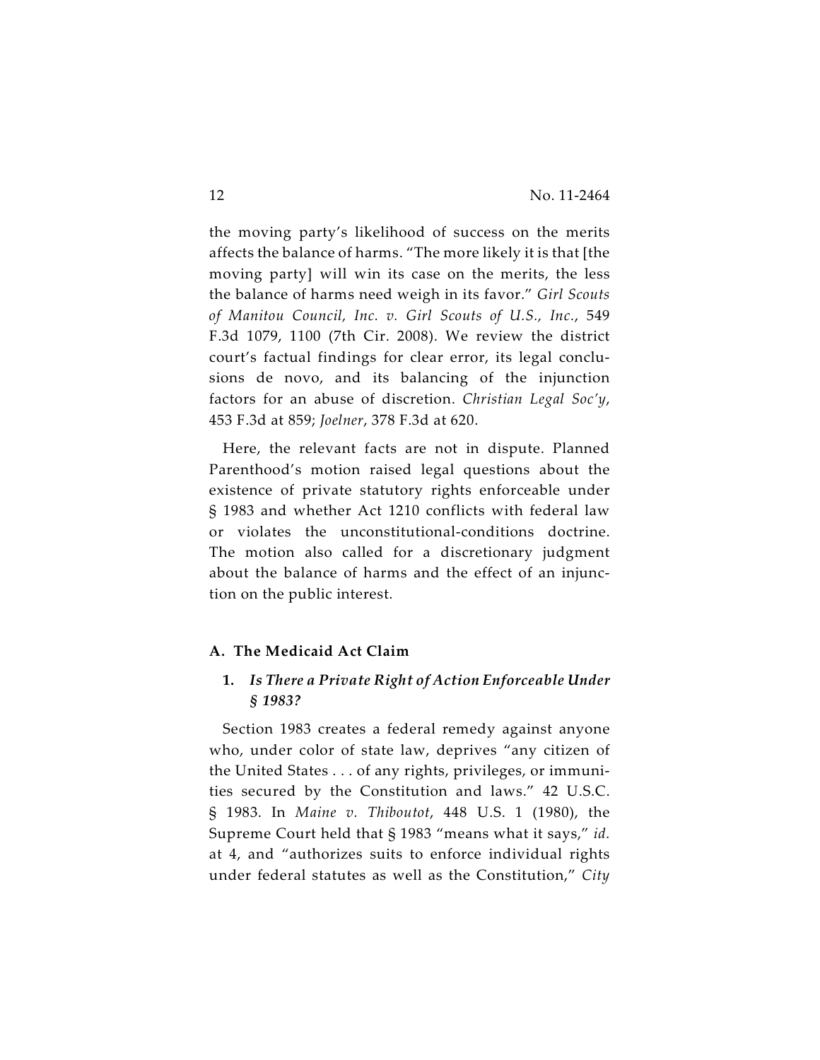the moving party's likelihood of success on the merits affects the balance of harms. "The more likely it is that [the moving party] will win its case on the merits, the less the balance of harms need weigh in its favor." *Girl Scouts of Manitou Council, Inc. v. Girl Scouts of U.S., Inc.*, 549 F.3d 1079, 1100 (7th Cir. 2008). We review the district court's factual findings for clear error, its legal conclusions de novo, and its balancing of the injunction factors for an abuse of discretion. *Christian Legal Soc'y*, 453 F.3d at 859; *Joelner*, 378 F.3d at 620.

Here, the relevant facts are not in dispute. Planned Parenthood's motion raised legal questions about the existence of private statutory rights enforceable under § 1983 and whether Act 1210 conflicts with federal law or violates the unconstitutional-conditions doctrine. The motion also called for a discretionary judgment about the balance of harms and the effect of an injunction on the public interest.

### A. The Medicaid Act Claim

#### 1. *Is There a Private Right of Action Enforceable Under § 1983?*

Section 1983 creates a federal remedy against anyone who, under color of state law, deprives "any citizen of the United States . . . of any rights, privileges, or immunities secured by the Constitution and laws." 42 U.S.C. § 1983. In *Maine v. Thiboutot*, 448 U.S. 1 (1980), the Supreme Court held that § 1983 "means what it says," *id.* at 4, and "authorizes suits to enforce individual rights under federal statutes as well as the Constitution," *City*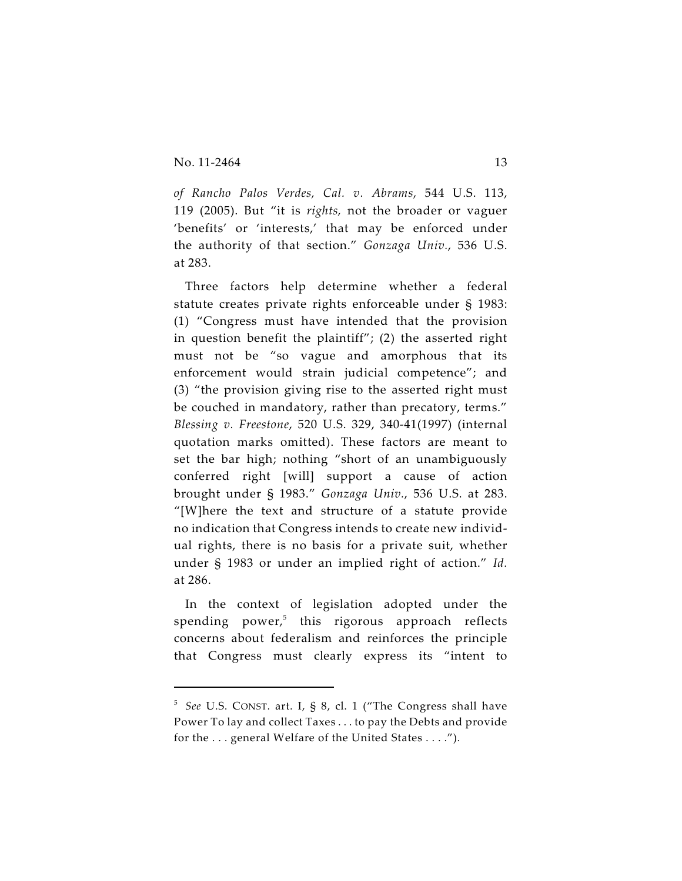*of Rancho Palos Verdes, Cal. v. Abrams*, 544 U.S. 113, 119 (2005). But "it is *rights,* not the broader or vaguer 'benefits' or 'interests,' that may be enforced under the authority of that section." *Gonzaga Univ.*, 536 U.S. at 283.

Three factors help determine whether a federal statute creates private rights enforceable under § 1983: (1) "Congress must have intended that the provision in question benefit the plaintiff"; (2) the asserted right must not be "so vague and amorphous that its enforcement would strain judicial competence"; and (3) "the provision giving rise to the asserted right must be couched in mandatory, rather than precatory, terms." *Blessing v. Freestone*, 520 U.S. 329, 340-41(1997) (internal quotation marks omitted). These factors are meant to set the bar high; nothing "short of an unambiguously conferred right [will] support a cause of action brought under § 1983." *Gonzaga Univ.*, 536 U.S. at 283. "[W]here the text and structure of a statute provide no indication that Congress intends to create new individual rights, there is no basis for a private suit, whether under § 1983 or under an implied right of action." *Id.* at 286.

In the context of legislation adopted under the spending power,[5] this rigorous approach reflects concerns about federalism and reinforces the principle that Congress must clearly express its "intent to

---

[5] *See* U.S. CONST. art. I, § 8, cl. 1 ("The Congress shall have Power To lay and collect Taxes . . . to pay the Debts and provide for the . . . general Welfare of the United States . . . .").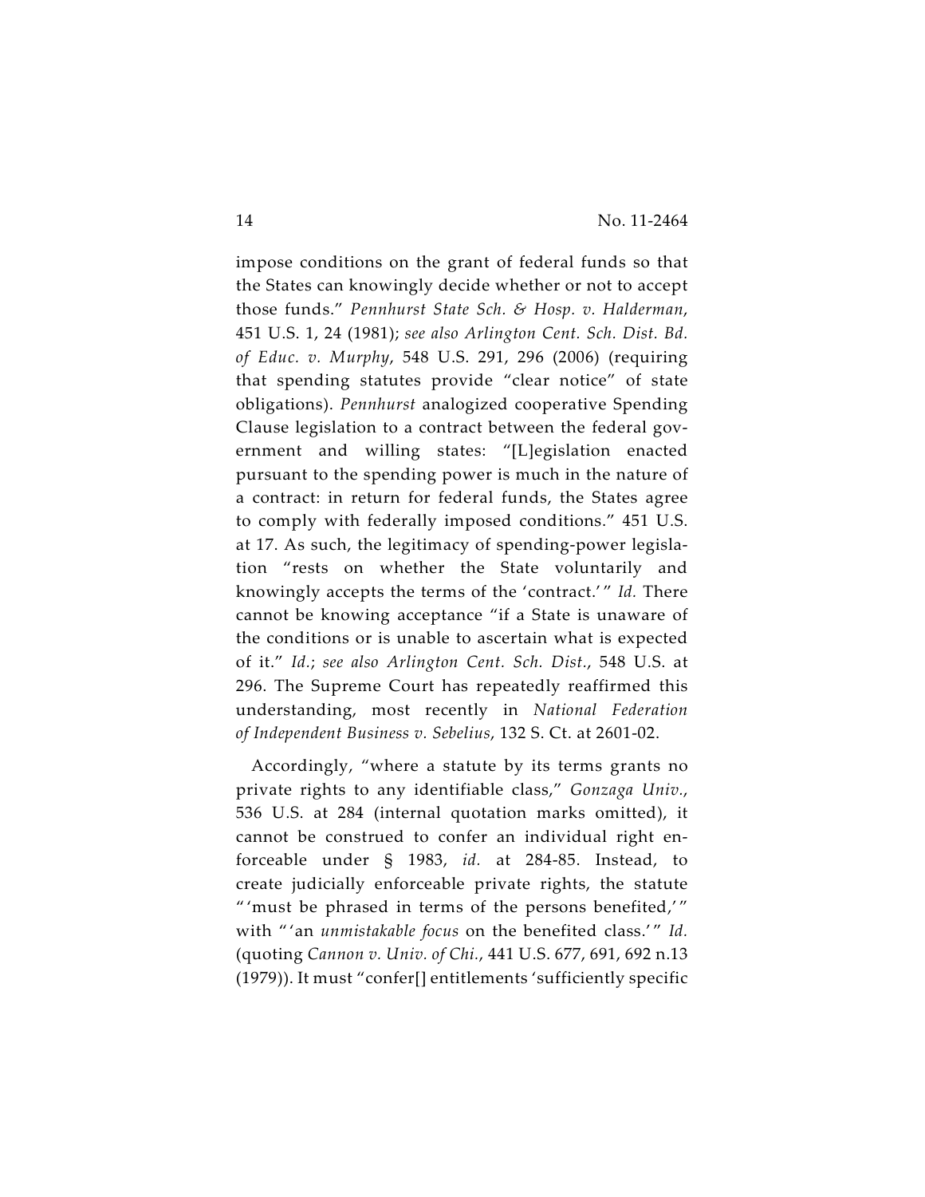impose conditions on the grant of federal funds so that the States can knowingly decide whether or not to accept those funds." *Pennhurst State Sch. & Hosp. v. Halderman*, 451 U.S. 1, 24 (1981); *see also Arlington Cent. Sch. Dist. Bd. of Educ. v. Murphy*, 548 U.S. 291, 296 (2006) (requiring that spending statutes provide "clear notice" of state obligations). *Pennhurst* analogized cooperative Spending Clause legislation to a contract between the federal government and willing states: "[L]egislation enacted pursuant to the spending power is much in the nature of a contract: in return for federal funds, the States agree to comply with federally imposed conditions." 451 U.S. at 17. As such, the legitimacy of spending-power legislation "rests on whether the State voluntarily and knowingly accepts the terms of the 'contract.'" *Id.* There cannot be knowing acceptance "if a State is unaware of the conditions or is unable to ascertain what is expected of it." *Id.*; *see also Arlington Cent. Sch. Dist.*, 548 U.S. at 296. The Supreme Court has repeatedly reaffirmed this understanding, most recently in *National Federation of Independent Business v. Sebelius*, 132 S. Ct. at 2601-02.

Accordingly, "where a statute by its terms grants no private rights to any identifiable class," *Gonzaga Univ.*, 536 U.S. at 284 (internal quotation marks omitted), it cannot be construed to confer an individual right enforceable under § 1983, *id.* at 284-85. Instead, to create judicially enforceable private rights, the statute "'must be phrased in terms of the persons benefited,'" with "'an *unmistakable focus* on the benefited class.'" *Id.* (quoting *Cannon v. Univ. of Chi.*, 441 U.S. 677, 691, 692 n.13 (1979)). It must "confer[] entitlements 'sufficiently specific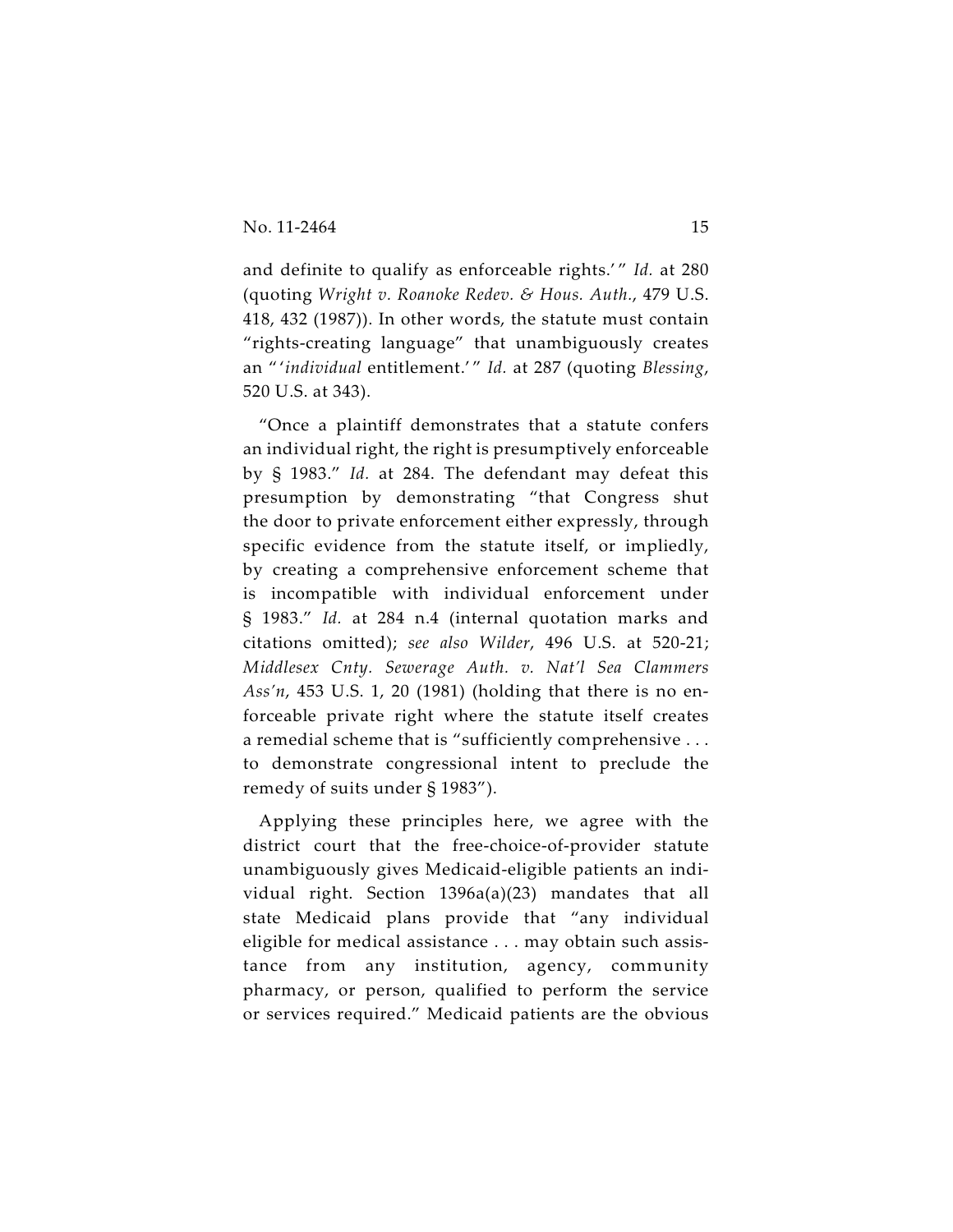and definite to qualify as enforceable rights.'" *Id.* at 280 (quoting *Wright v. Roanoke Redev. & Hous. Auth.*, 479 U.S. 418, 432 (1987)). In other words, the statute must contain "rights-creating language" that unambiguously creates an "'*individual* entitlement.'" *Id.* at 287 (quoting *Blessing*, 520 U.S. at 343).

"Once a plaintiff demonstrates that a statute confers an individual right, the right is presumptively enforceable by § 1983." *Id.* at 284. The defendant may defeat this presumption by demonstrating "that Congress shut the door to private enforcement either expressly, through specific evidence from the statute itself, or impliedly, by creating a comprehensive enforcement scheme that is incompatible with individual enforcement under § 1983." *Id.* at 284 n.4 (internal quotation marks and citations omitted); *see also Wilder*, 496 U.S. at 520-21; *Middlesex Cnty. Sewerage Auth. v. Nat'l Sea Clammers Ass'n*, 453 U.S. 1, 20 (1981) (holding that there is no enforceable private right where the statute itself creates a remedial scheme that is "sufficiently comprehensive . . . to demonstrate congressional intent to preclude the remedy of suits under § 1983").

Applying these principles here, we agree with the district court that the free-choice-of-provider statute unambiguously gives Medicaid-eligible patients an individual right. Section 1396a(a)(23) mandates that all state Medicaid plans provide that "any individual eligible for medical assistance . . . may obtain such assistance from any institution, agency, community pharmacy, or person, qualified to perform the service or services required." Medicaid patients are the obvious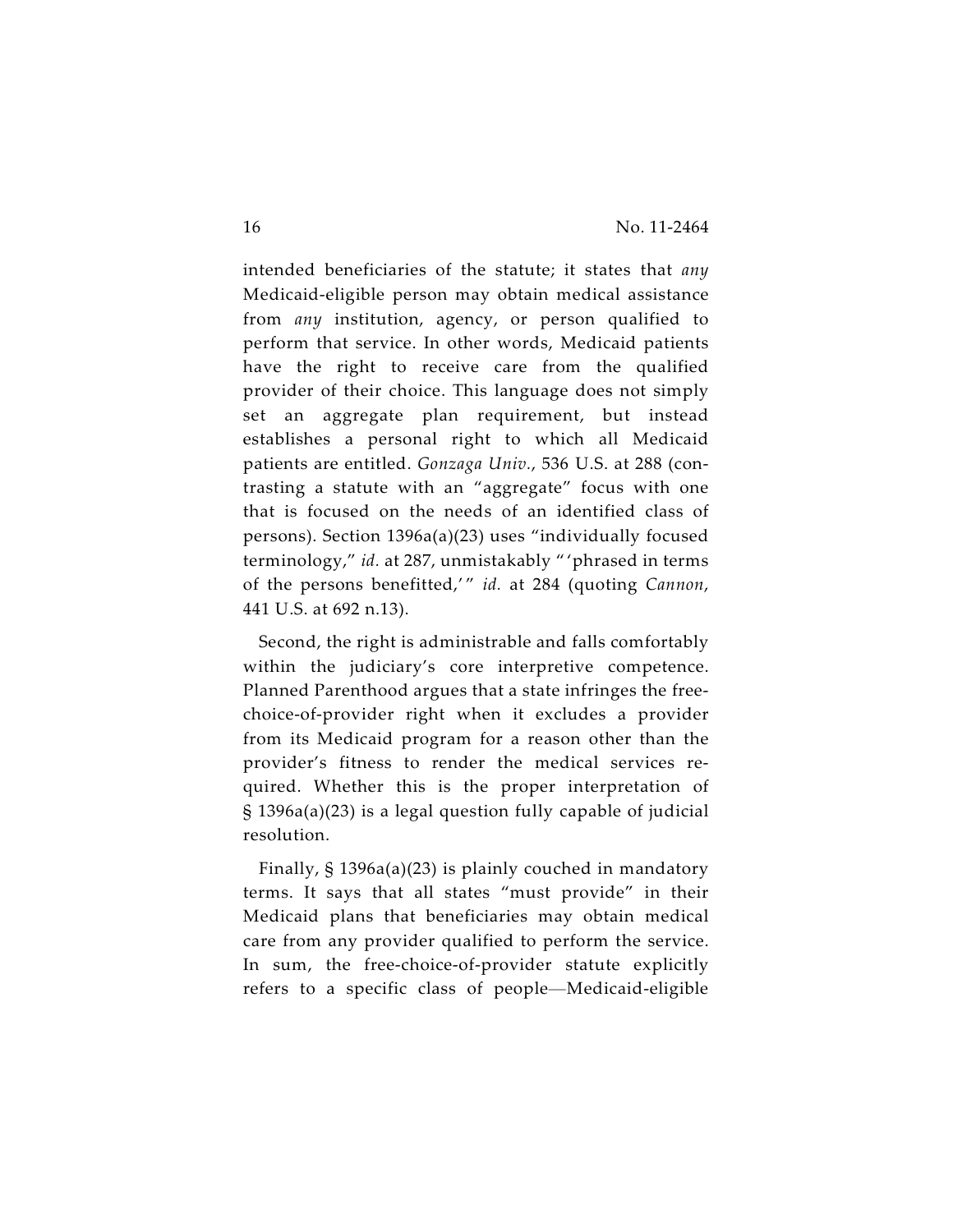intended beneficiaries of the statute; it states that *any* Medicaid-eligible person may obtain medical assistance from *any* institution, agency, or person qualified to perform that service. In other words, Medicaid patients have the right to receive care from the qualified provider of their choice. This language does not simply set an aggregate plan requirement, but instead establishes a personal right to which all Medicaid patients are entitled. *Gonzaga Univ.*, 536 U.S. at 288 (contrasting a statute with an "aggregate" focus with one that is focused on the needs of an identified class of persons). Section 1396a(a)(23) uses "individually focused terminology," *id.* at 287, unmistakably " 'phrased in terms of the persons benefitted,' " *id.* at 284 (quoting *Cannon*, 441 U.S. at 692 n.13).

Second, the right is administrable and falls comfortably within the judiciary's core interpretive competence. Planned Parenthood argues that a state infringes the free-choice-of-provider right when it excludes a provider from its Medicaid program for a reason other than the provider's fitness to render the medical services required. Whether this is the proper interpretation of § 1396a(a)(23) is a legal question fully capable of judicial resolution.

Finally, § 1396a(a)(23) is plainly couched in mandatory terms. It says that all states "must provide" in their Medicaid plans that beneficiaries may obtain medical care from any provider qualified to perform the service. In sum, the free-choice-of-provider statute explicitly refers to a specific class of people—Medicaid-eligible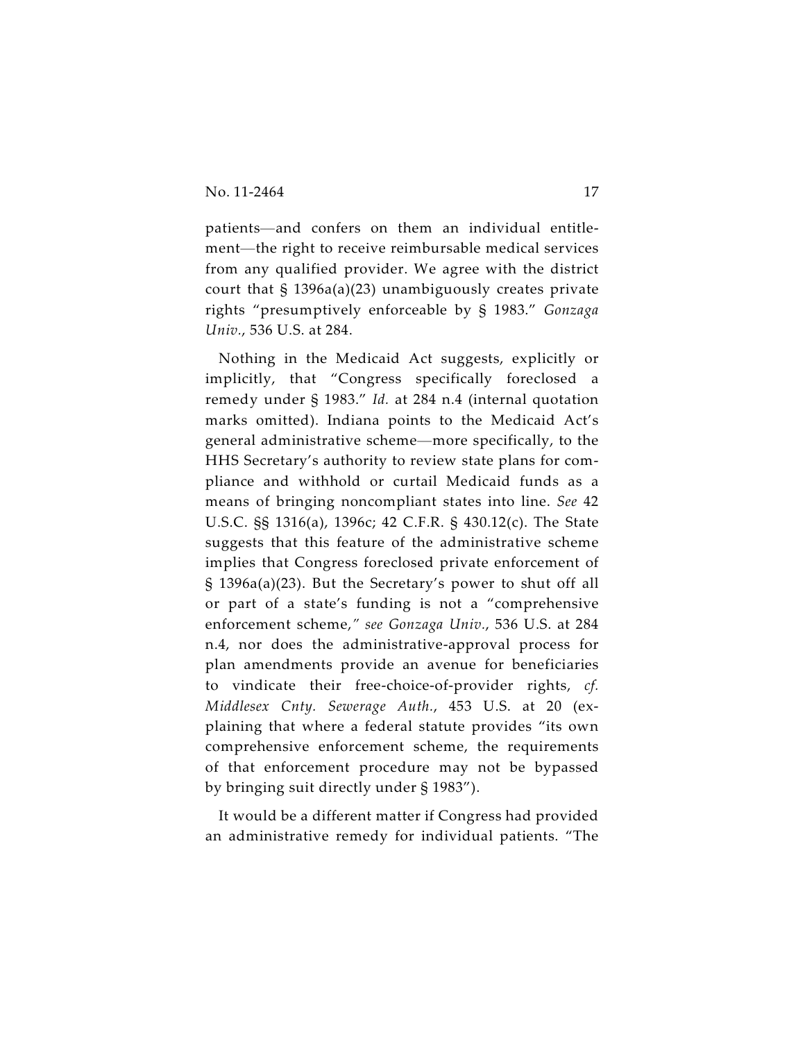patients—and confers on them an individual entitlement—the right to receive reimbursable medical services from any qualified provider. We agree with the district court that § 1396a(a)(23) unambiguously creates private rights "presumptively enforceable by § 1983." *Gonzaga Univ.*, 536 U.S. at 284.

Nothing in the Medicaid Act suggests, explicitly or implicitly, that "Congress specifically foreclosed a remedy under § 1983." *Id.* at 284 n.4 (internal quotation marks omitted). Indiana points to the Medicaid Act's general administrative scheme—more specifically, to the HHS Secretary's authority to review state plans for compliance and withhold or curtail Medicaid funds as a means of bringing noncompliant states into line. *See* 42 U.S.C. §§ 1316(a), 1396c; 42 C.F.R. § 430.12(c). The State suggests that this feature of the administrative scheme implies that Congress foreclosed private enforcement of § 1396a(a)(23). But the Secretary's power to shut off all or part of a state's funding is not a "comprehensive enforcement scheme," *see Gonzaga Univ.*, 536 U.S. at 284 n.4, nor does the administrative-approval process for plan amendments provide an avenue for beneficiaries to vindicate their free-choice-of-provider rights, *cf. Middlesex Cnty. Sewerage Auth.*, 453 U.S. at 20 (explaining that where a federal statute provides "its own comprehensive enforcement scheme, the requirements of that enforcement procedure may not be bypassed by bringing suit directly under § 1983").

It would be a different matter if Congress had provided an administrative remedy for individual patients. "The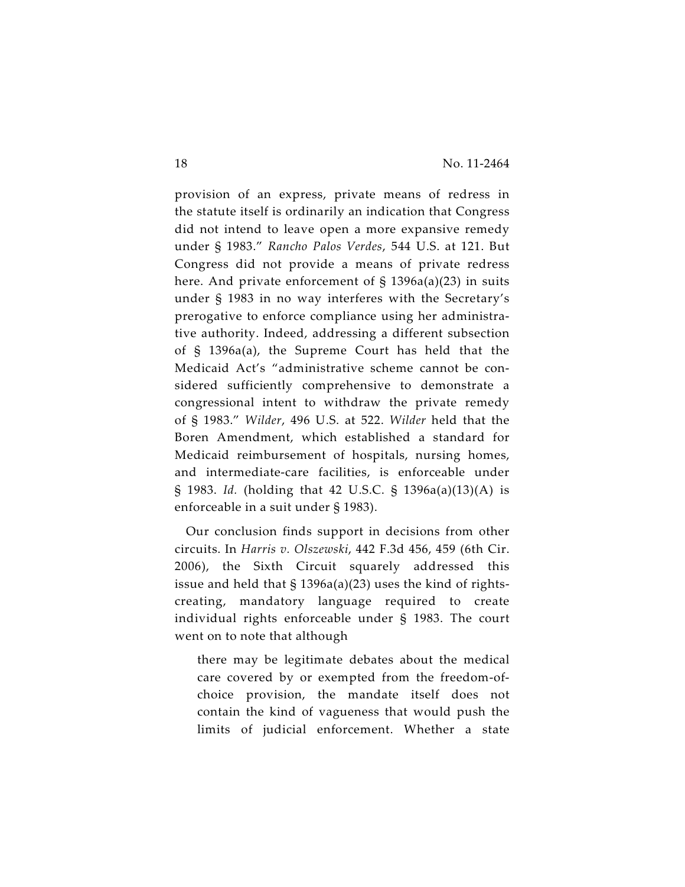provision of an express, private means of redress in the statute itself is ordinarily an indication that Congress did not intend to leave open a more expansive remedy under § 1983." *Rancho Palos Verdes*, 544 U.S. at 121. But Congress did not provide a means of private redress here. And private enforcement of § 1396a(a)(23) in suits under § 1983 in no way interferes with the Secretary's prerogative to enforce compliance using her administrative authority. Indeed, addressing a different subsection of § 1396a(a), the Supreme Court has held that the Medicaid Act's "administrative scheme cannot be considered sufficiently comprehensive to demonstrate a congressional intent to withdraw the private remedy of § 1983." *Wilder*, 496 U.S. at 522. *Wilder* held that the Boren Amendment, which established a standard for Medicaid reimbursement of hospitals, nursing homes, and intermediate-care facilities, is enforceable under § 1983. *Id.* (holding that 42 U.S.C. § 1396a(a)(13)(A) is enforceable in a suit under § 1983).

Our conclusion finds support in decisions from other circuits. In *Harris v. Olszewski*, 442 F.3d 456, 459 (6th Cir. 2006), the Sixth Circuit squarely addressed this issue and held that § 1396a(a)(23) uses the kind of rights-creating, mandatory language required to create individual rights enforceable under § 1983. The court went on to note that although

> there may be legitimate debates about the medical care covered by or exempted from the freedom-of-choice provision, the mandate itself does not contain the kind of vagueness that would push the limits of judicial enforcement. Whether a state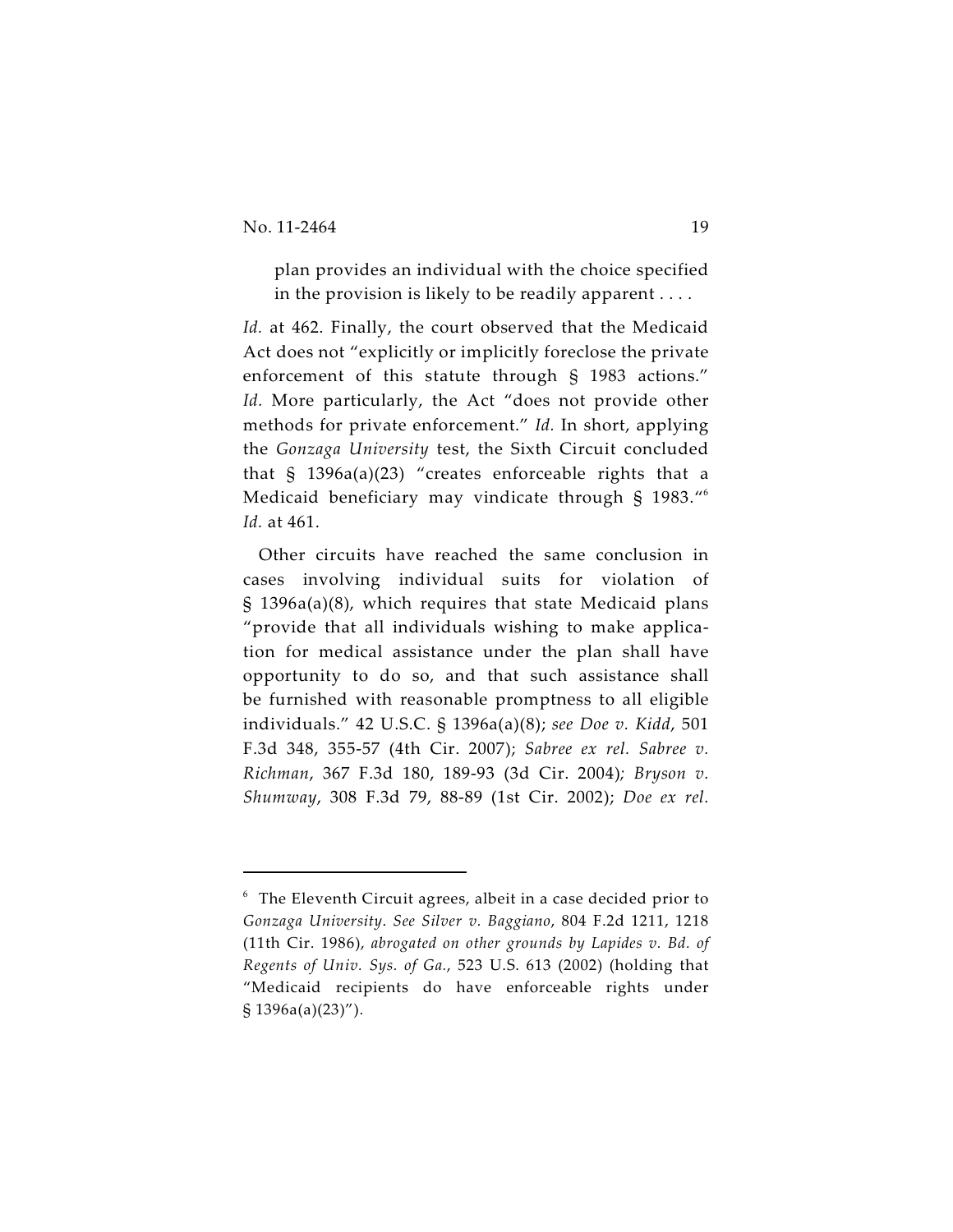> plan provides an individual with the choice specified in the provision is likely to be readily apparent . . . .

*Id.* at 462. Finally, the court observed that the Medicaid Act does not "explicitly or implicitly foreclose the private enforcement of this statute through § 1983 actions." *Id.* More particularly, the Act "does not provide other methods for private enforcement." *Id.* In short, applying the *Gonzaga University* test, the Sixth Circuit concluded that § 1396a(a)(23) "creates enforceable rights that a Medicaid beneficiary may vindicate through § 1983."[6] *Id.* at 461.

Other circuits have reached the same conclusion in cases involving individual suits for violation of § 1396a(a)(8), which requires that state Medicaid plans "provide that all individuals wishing to make application for medical assistance under the plan shall have opportunity to do so, and that such assistance shall be furnished with reasonable promptness to all eligible individuals." 42 U.S.C. § 1396a(a)(8); *see Doe v. Kidd*, 501 F.3d 348, 355-57 (4th Cir. 2007); *Sabree ex rel. Sabree v. Richman*, 367 F.3d 180, 189-93 (3d Cir. 2004); *Bryson v. Shumway*, 308 F.3d 79, 88-89 (1st Cir. 2002); *Doe ex rel.*

---

[6] The Eleventh Circuit agrees, albeit in a case decided prior to *Gonzaga University*. *See Silver v. Baggiano*, 804 F.2d 1211, 1218 (11th Cir. 1986), *abrogated on other grounds by Lapides v. Bd. of Regents of Univ. Sys. of Ga.*, 523 U.S. 613 (2002) (holding that "Medicaid recipients do have enforceable rights under § 1396a(a)(23)").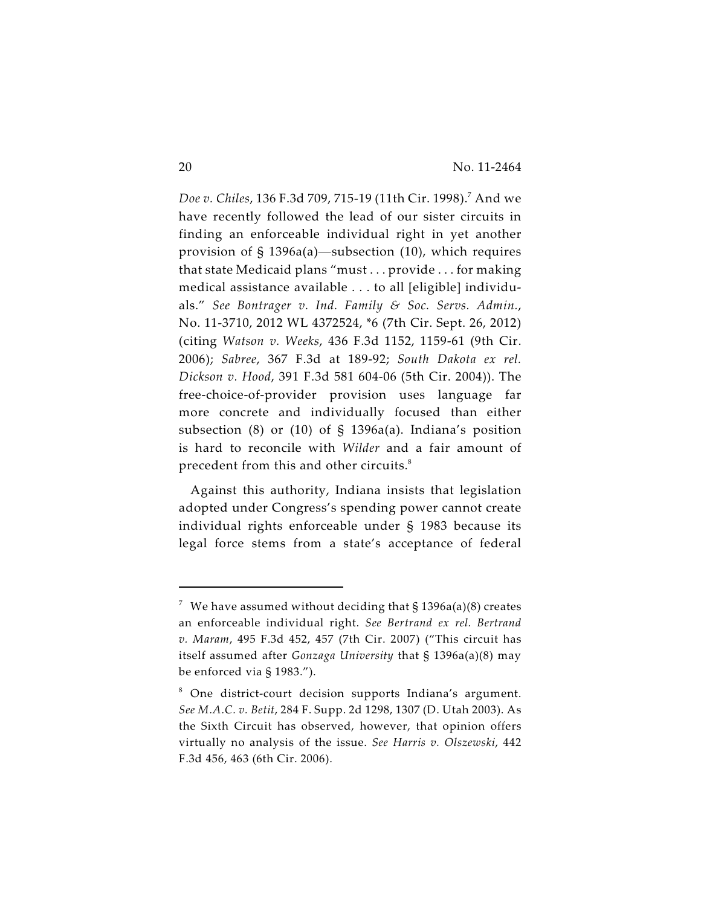*Doe v. Chiles*, 136 F.3d 709, 715-19 (11th Cir. 1998).[7] And we have recently followed the lead of our sister circuits in finding an enforceable individual right in yet another provision of § 1396a(a)—subsection (10), which requires that state Medicaid plans "must . . . provide . . . for making medical assistance available . . . to all [eligible] individuals." *See Bontrager v. Ind. Family & Soc. Servs. Admin.*, No. 11-3710, 2012 WL 4372524, *6 (7th Cir. Sept. 26, 2012) (citing *Watson v. Weeks*, 436 F.3d 1152, 1159-61 (9th Cir. 2006); *Sabree*, 367 F.3d at 189-92; *South Dakota ex rel. Dickson v. Hood*, 391 F.3d 581 604-06 (5th Cir. 2004)). The free-choice-of-provider provision uses language far more concrete and individually focused than either subsection (8) or (10) of § 1396a(a). Indiana's position is hard to reconcile with *Wilder* and a fair amount of precedent from this and other circuits.[8]

Against this authority, Indiana insists that legislation adopted under Congress's spending power cannot create individual rights enforceable under § 1983 because its legal force stems from a state's acceptance of federal

---

[7] We have assumed without deciding that § 1396a(a)(8) creates an enforceable individual right. *See Bertrand ex rel. Bertrand v. Maram*, 495 F.3d 452, 457 (7th Cir. 2007) ("This circuit has itself assumed after *Gonzaga University* that § 1396a(a)(8) may be enforced via § 1983.").

[8] One district-court decision supports Indiana's argument. *See M.A.C. v. Betit*, 284 F. Supp. 2d 1298, 1307 (D. Utah 2003). As the Sixth Circuit has observed, however, that opinion offers virtually no analysis of the issue. *See Harris v. Olszewski*, 442 F.3d 456, 463 (6th Cir. 2006).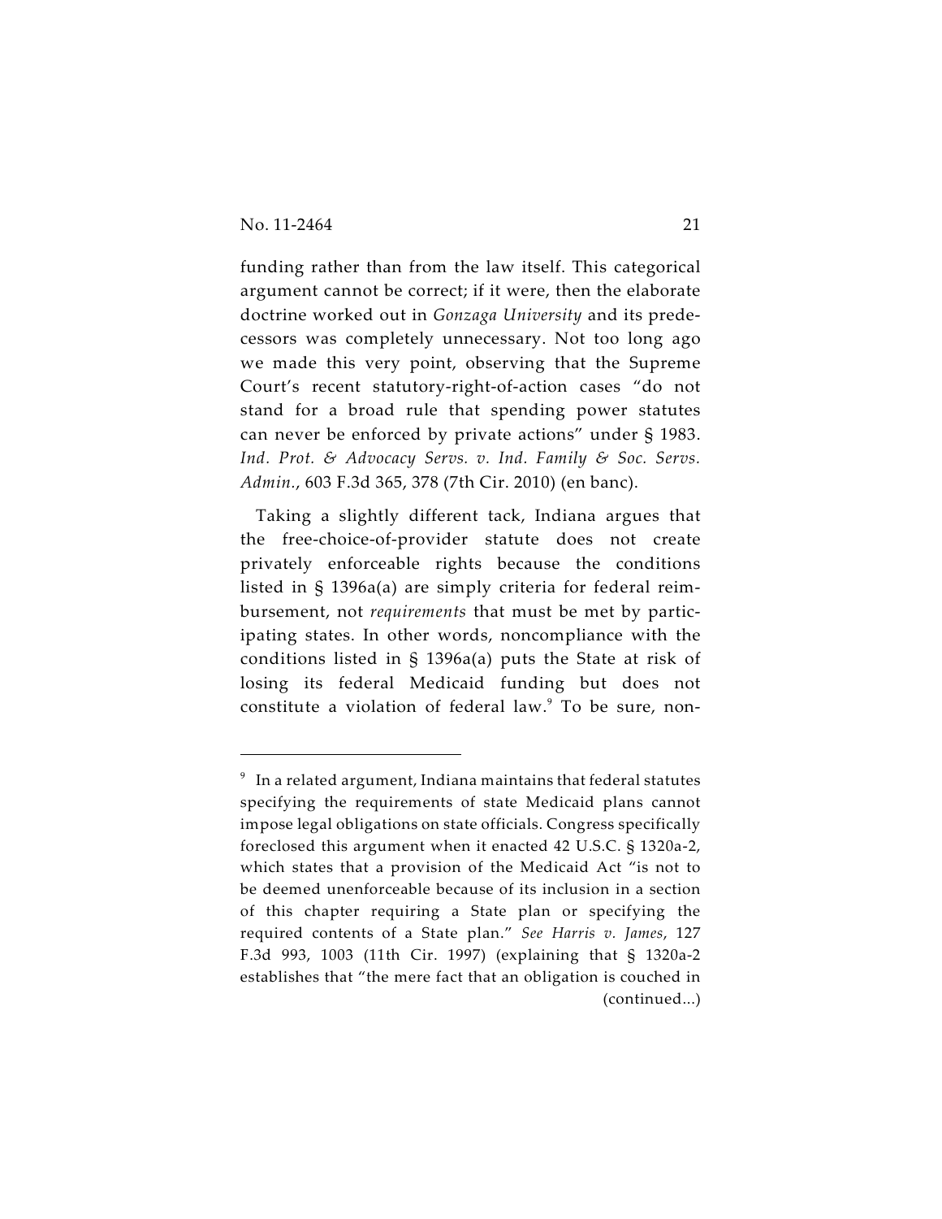funding rather than from the law itself. This categorical argument cannot be correct; if it were, then the elaborate doctrine worked out in *Gonzaga University* and its predecessors was completely unnecessary. Not too long ago we made this very point, observing that the Supreme Court's recent statutory-right-of-action cases "do not stand for a broad rule that spending power statutes can never be enforced by private actions" under § 1983. *Ind. Prot. & Advocacy Servs. v. Ind. Family & Soc. Servs. Admin.*, 603 F.3d 365, 378 (7th Cir. 2010) (en banc).

Taking a slightly different tack, Indiana argues that the free-choice-of-provider statute does not create privately enforceable rights because the conditions listed in § 1396a(a) are simply criteria for federal reimbursement, not *requirements* that must be met by participating states. In other words, noncompliance with the conditions listed in § 1396a(a) puts the State at risk of losing its federal Medicaid funding but does not constitute a violation of federal law.[9] To be sure, non-

---

[9] In a related argument, Indiana maintains that federal statutes specifying the requirements of state Medicaid plans cannot impose legal obligations on state officials. Congress specifically foreclosed this argument when it enacted 42 U.S.C. § 1320a-2, which states that a provision of the Medicaid Act "is not to be deemed unenforceable because of its inclusion in a section of this chapter requiring a State plan or specifying the required contents of a State plan." *See Harris v. James*, 127 F.3d 993, 1003 (11th Cir. 1997) (explaining that § 1320a-2 establishes that "the mere fact that an obligation is couched in (continued...)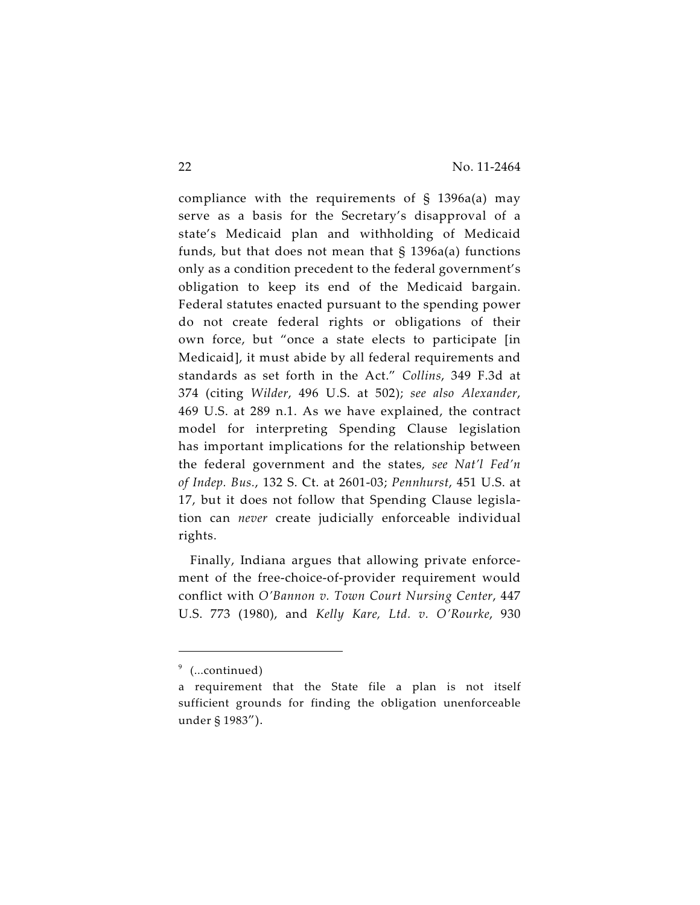compliance with the requirements of § 1396a(a) may serve as a basis for the Secretary's disapproval of a state's Medicaid plan and withholding of Medicaid funds, but that does not mean that § 1396a(a) functions only as a condition precedent to the federal government's obligation to keep its end of the Medicaid bargain. Federal statutes enacted pursuant to the spending power do not create federal rights or obligations of their own force, but "once a state elects to participate [in Medicaid], it must abide by all federal requirements and standards as set forth in the Act." *Collins*, 349 F.3d at 374 (citing *Wilder*, 496 U.S. at 502); *see also Alexander*, 469 U.S. at 289 n.1. As we have explained, the contract model for interpreting Spending Clause legislation has important implications for the relationship between the federal government and the states, *see Nat'l Fed'n of Indep. Bus.*, 132 S. Ct. at 2601-03; *Pennhurst*, 451 U.S. at 17, but it does not follow that Spending Clause legislation can *never* create judicially enforceable individual rights.

Finally, Indiana argues that allowing private enforcement of the free-choice-of-provider requirement would conflict with *O'Bannon v. Town Court Nursing Center*, 447 U.S. 773 (1980), and *Kelly Kare, Ltd. v. O'Rourke*, 930

---

[9] (...continued)
a requirement that the State file a plan is not itself sufficient grounds for finding the obligation unenforceable under § 1983").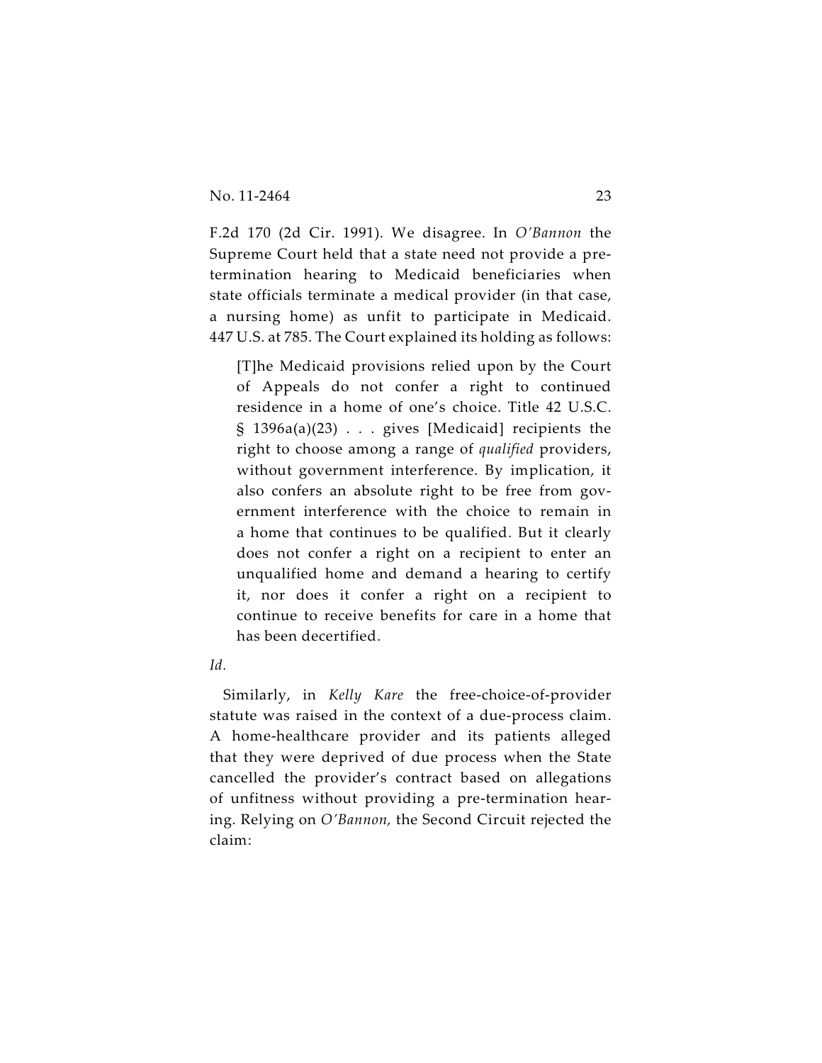F.2d 170 (2d Cir. 1991). We disagree. In *O'Bannon* the Supreme Court held that a state need not provide a pre-termination hearing to Medicaid beneficiaries when state officials terminate a medical provider (in that case, a nursing home) as unfit to participate in Medicaid. 447 U.S. at 785. The Court explained its holding as follows:

> [T]he Medicaid provisions relied upon by the Court of Appeals do not confer a right to continued residence in a home of one's choice. Title 42 U.S.C. § 1396a(a)(23) . . . gives [Medicaid] recipients the right to choose among a range of *qualified* providers, without government interference. By implication, it also confers an absolute right to be free from government interference with the choice to remain in a home that continues to be qualified. But it clearly does not confer a right on a recipient to enter an unqualified home and demand a hearing to certify it, nor does it confer a right on a recipient to continue to receive benefits for care in a home that has been decertified.

*Id.*

Similarly, in *Kelly Kare* the free-choice-of-provider statute was raised in the context of a due-process claim. A home-healthcare provider and its patients alleged that they were deprived of due process when the State cancelled the provider's contract based on allegations of unfitness without providing a pre-termination hearing. Relying on *O'Bannon,* the Second Circuit rejected the claim: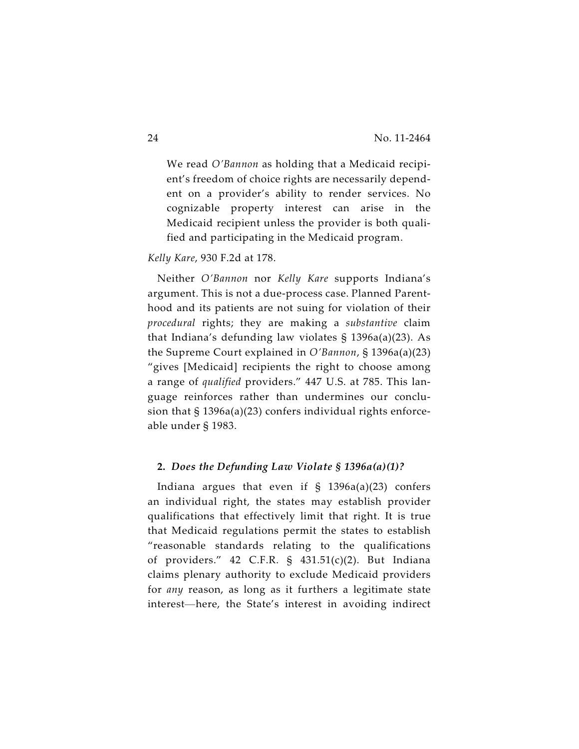> We read *O'Bannon* as holding that a Medicaid recipient's freedom of choice rights are necessarily dependent on a provider's ability to render services. No cognizable property interest can arise in the Medicaid recipient unless the provider is both qualified and participating in the Medicaid program.

*Kelly Kare*, 930 F.2d at 178.

Neither *O'Bannon* nor *Kelly Kare* supports Indiana's argument. This is not a due-process case. Planned Parenthood and its patients are not suing for violation of their *procedural* rights; they are making a *substantive* claim that Indiana's defunding law violates § 1396a(a)(23). As the Supreme Court explained in *O'Bannon*, § 1396a(a)(23) "gives [Medicaid] recipients the right to choose among a range of *qualified* providers." 447 U.S. at 785. This language reinforces rather than undermines our conclusion that § 1396a(a)(23) confers individual rights enforceable under § 1983.

### 2. *Does the Defunding Law Violate § 1396a(a)(1)?*

Indiana argues that even if § 1396a(a)(23) confers an individual right, the states may establish provider qualifications that effectively limit that right. It is true that Medicaid regulations permit the states to establish "reasonable standards relating to the qualifications of providers." 42 C.F.R. § 431.51(c)(2). But Indiana claims plenary authority to exclude Medicaid providers for *any* reason, as long as it furthers a legitimate state interest—here, the State's interest in avoiding indirect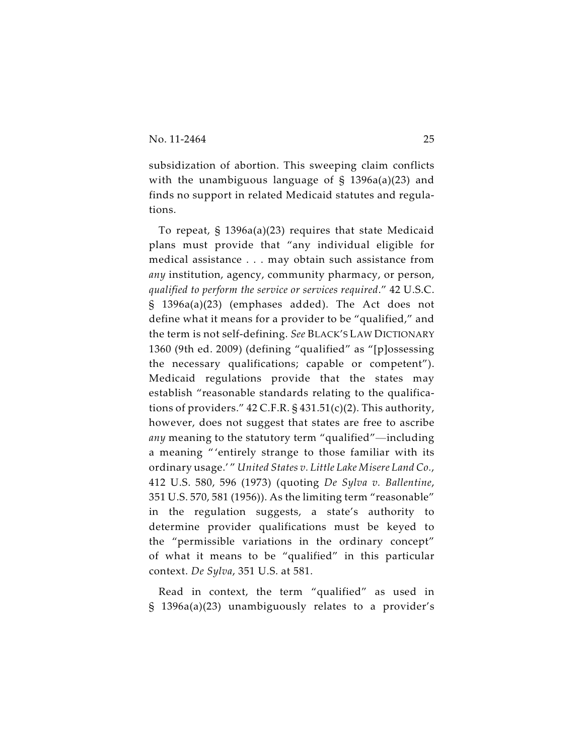subsidization of abortion. This sweeping claim conflicts with the unambiguous language of § 1396a(a)(23) and finds no support in related Medicaid statutes and regulations.

To repeat, § 1396a(a)(23) requires that state Medicaid plans must provide that "any individual eligible for medical assistance . . . may obtain such assistance from *any* institution, agency, community pharmacy, or person, *qualified to perform the service or services required*." 42 U.S.C. § 1396a(a)(23) (emphases added). The Act does not define what it means for a provider to be "qualified," and the term is not self-defining. *See* BLACK'S LAW DICTIONARY 1360 (9th ed. 2009) (defining "qualified" as "[p]ossessing the necessary qualifications; capable or competent"). Medicaid regulations provide that the states may establish "reasonable standards relating to the qualifications of providers." 42 C.F.R. § 431.51(c)(2). This authority, however, does not suggest that states are free to ascribe *any* meaning to the statutory term "qualified"—including a meaning "'entirely strange to those familiar with its ordinary usage.'" *United States v. Little Lake Misere Land Co.*, 412 U.S. 580, 596 (1973) (quoting *De Sylva v. Ballentine*, 351 U.S. 570, 581 (1956)). As the limiting term "reasonable" in the regulation suggests, a state's authority to determine provider qualifications must be keyed to the "permissible variations in the ordinary concept" of what it means to be "qualified" in this particular context. *De Sylva*, 351 U.S. at 581.

Read in context, the term "qualified" as used in § 1396a(a)(23) unambiguously relates to a provider's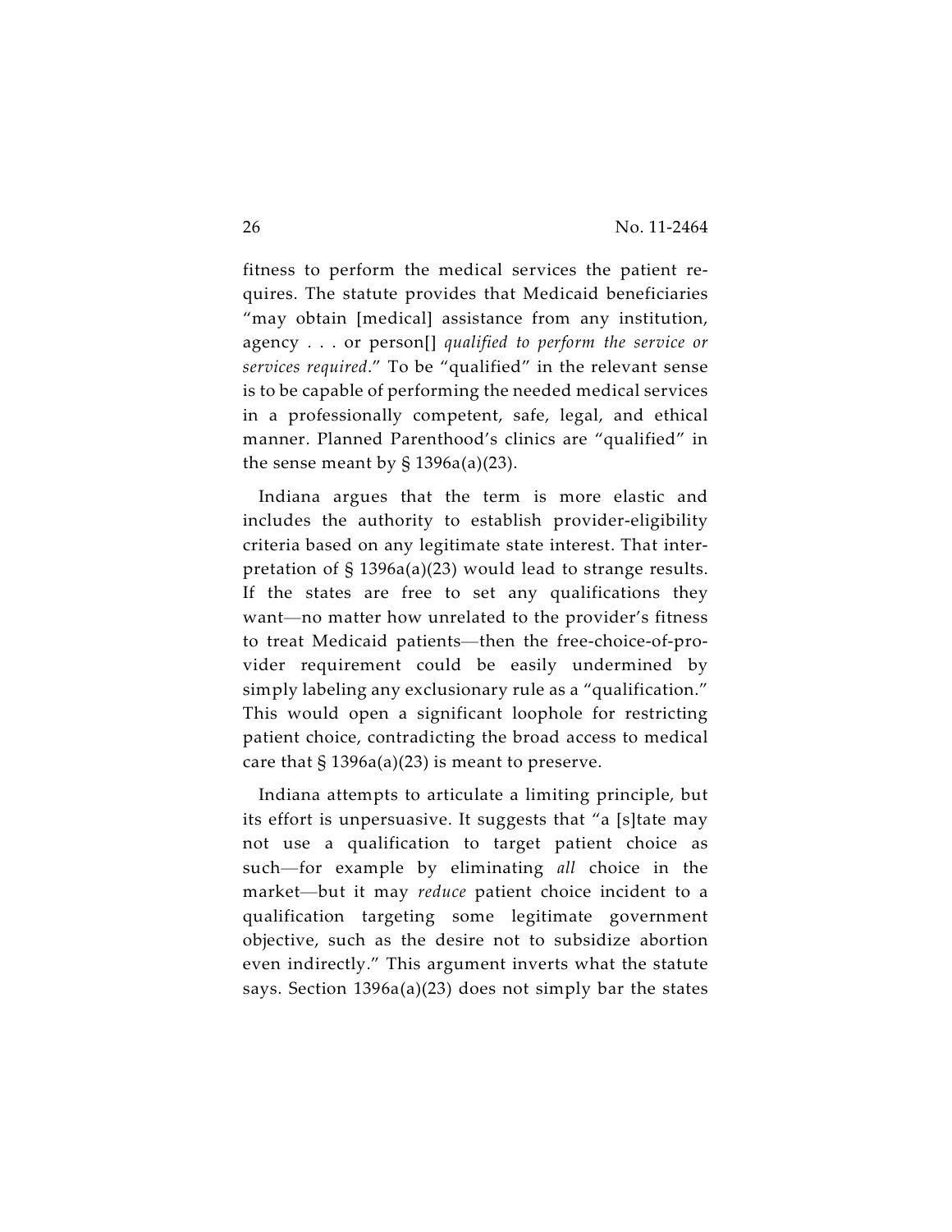fitness to perform the medical services the patient requires. The statute provides that Medicaid beneficiaries "may obtain [medical] assistance from any institution, agency . . . or person[] *qualified to perform the service or services required*." To be "qualified" in the relevant sense is to be capable of performing the needed medical services in a professionally competent, safe, legal, and ethical manner. Planned Parenthood's clinics are "qualified" in the sense meant by § 1396a(a)(23).

Indiana argues that the term is more elastic and includes the authority to establish provider-eligibility criteria based on any legitimate state interest. That interpretation of § 1396a(a)(23) would lead to strange results. If the states are free to set any qualifications they want—no matter how unrelated to the provider's fitness to treat Medicaid patients—then the free-choice-of-provider requirement could be easily undermined by simply labeling any exclusionary rule as a "qualification." This would open a significant loophole for restricting patient choice, contradicting the broad access to medical care that § 1396a(a)(23) is meant to preserve.

Indiana attempts to articulate a limiting principle, but its effort is unpersuasive. It suggests that "a [s]tate may not use a qualification to target patient choice as such—for example by eliminating *all* choice in the market—but it may *reduce* patient choice incident to a qualification targeting some legitimate government objective, such as the desire not to subsidize abortion even indirectly." This argument inverts what the statute says. Section 1396a(a)(23) does not simply bar the states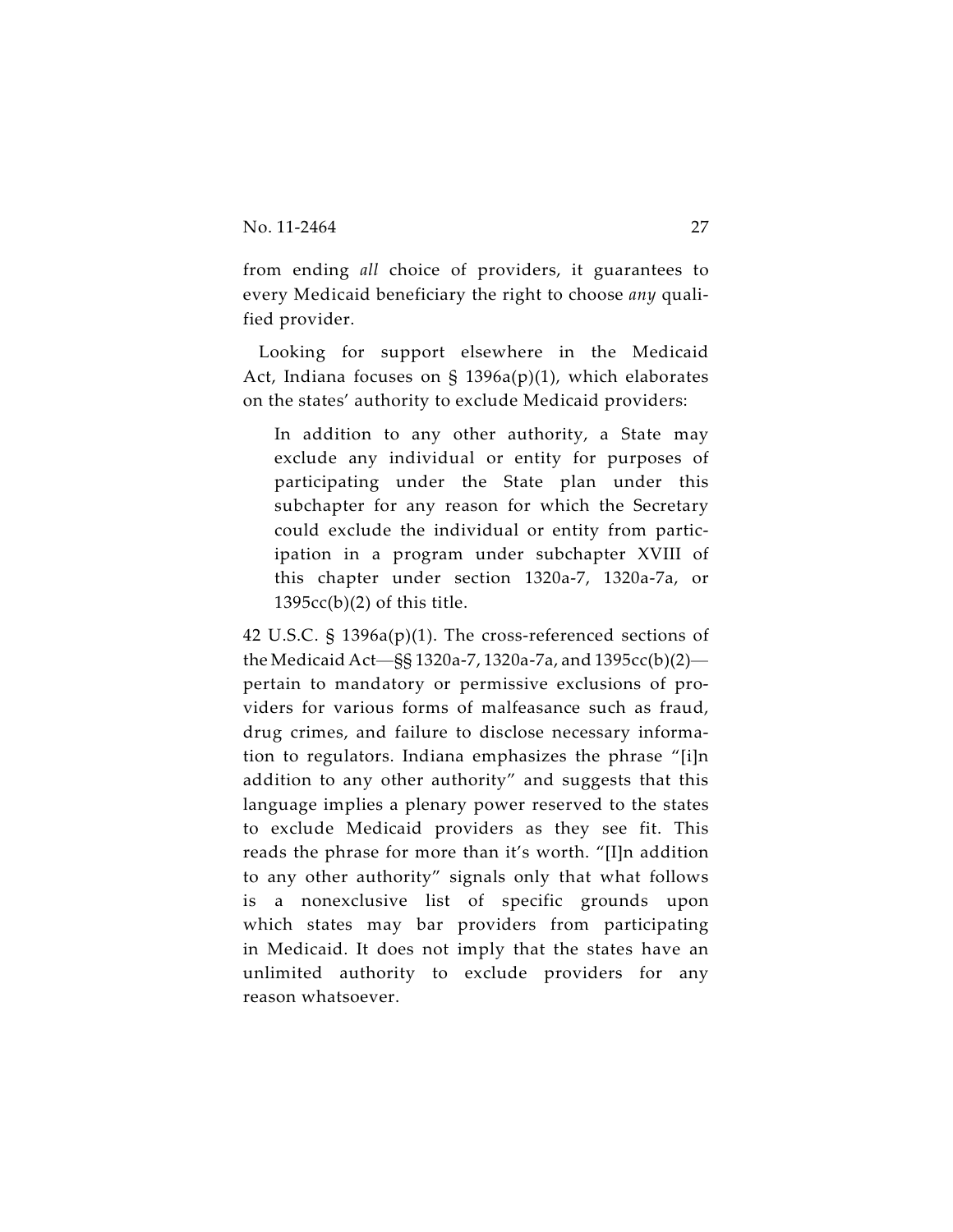from ending *all* choice of providers, it guarantees to every Medicaid beneficiary the right to choose *any* qualified provider.

Looking for support elsewhere in the Medicaid Act, Indiana focuses on § 1396a(p)(1), which elaborates on the states' authority to exclude Medicaid providers:

> In addition to any other authority, a State may exclude any individual or entity for purposes of participating under the State plan under this subchapter for any reason for which the Secretary could exclude the individual or entity from participation in a program under subchapter XVIII of this chapter under section 1320a-7, 1320a-7a, or 1395cc(b)(2) of this title.

42 U.S.C. § 1396a(p)(1). The cross-referenced sections of the Medicaid Act—§§ 1320a-7, 1320a-7a, and 1395cc(b)(2)—pertain to mandatory or permissive exclusions of providers for various forms of malfeasance such as fraud, drug crimes, and failure to disclose necessary information to regulators. Indiana emphasizes the phrase "[i]n addition to any other authority" and suggests that this language implies a plenary power reserved to the states to exclude Medicaid providers as they see fit. This reads the phrase for more than it's worth. "[I]n addition to any other authority" signals only that what follows is a nonexclusive list of specific grounds upon which states may bar providers from participating in Medicaid. It does not imply that the states have an unlimited authority to exclude providers for any reason whatsoever.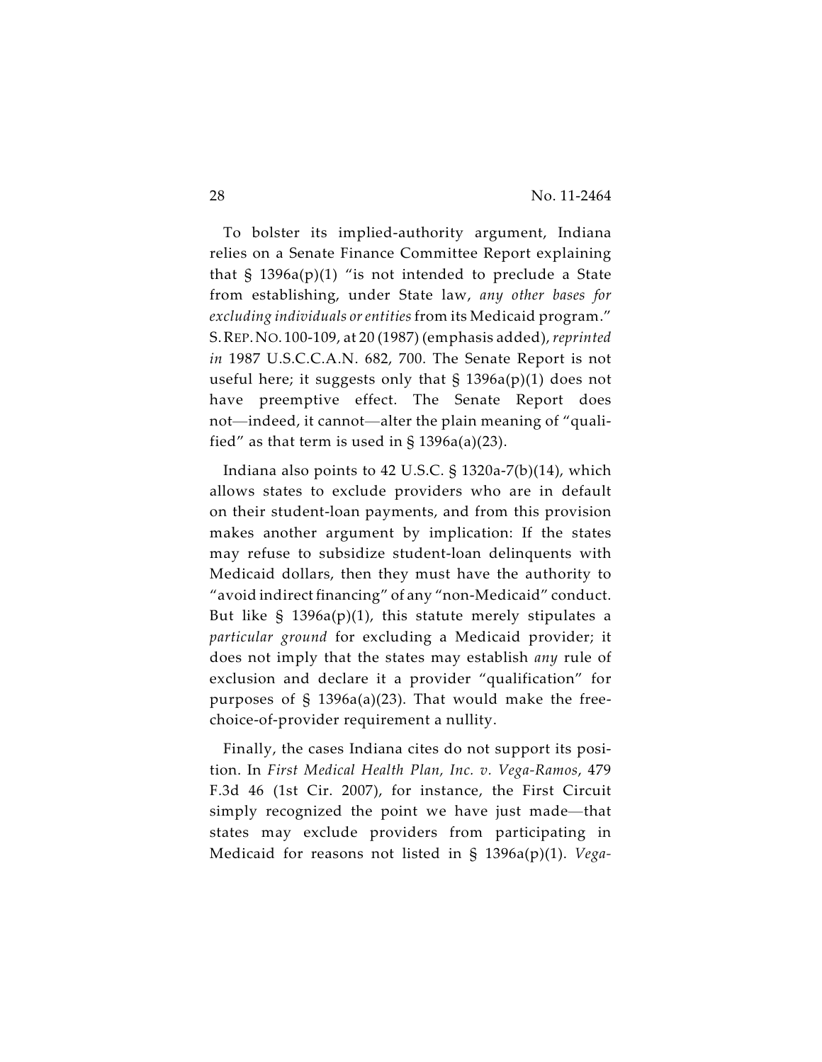To bolster its implied-authority argument, Indiana relies on a Senate Finance Committee Report explaining that § 1396a(p)(1) "is not intended to preclude a State from establishing, under State law, *any other bases for excluding individuals or entities* from its Medicaid program." S. REP. NO. 100-109, at 20 (1987) (emphasis added), *reprinted in* 1987 U.S.C.C.A.N. 682, 700. The Senate Report is not useful here; it suggests only that § 1396a(p)(1) does not have preemptive effect. The Senate Report does not—indeed, it cannot—alter the plain meaning of "qualified" as that term is used in § 1396a(a)(23).

Indiana also points to 42 U.S.C. § 1320a-7(b)(14), which allows states to exclude providers who are in default on their student-loan payments, and from this provision makes another argument by implication: If the states may refuse to subsidize student-loan delinquents with Medicaid dollars, then they must have the authority to "avoid indirect financing" of any "non-Medicaid" conduct. But like § 1396a(p)(1), this statute merely stipulates a *particular ground* for excluding a Medicaid provider; it does not imply that the states may establish *any* rule of exclusion and declare it a provider "qualification" for purposes of § 1396a(a)(23). That would make the free-choice-of-provider requirement a nullity.

Finally, the cases Indiana cites do not support its position. In *First Medical Health Plan, Inc. v. Vega-Ramos*, 479 F.3d 46 (1st Cir. 2007), for instance, the First Circuit simply recognized the point we have just made—that states may exclude providers from participating in Medicaid for reasons not listed in § 1396a(p)(1). *Vega-*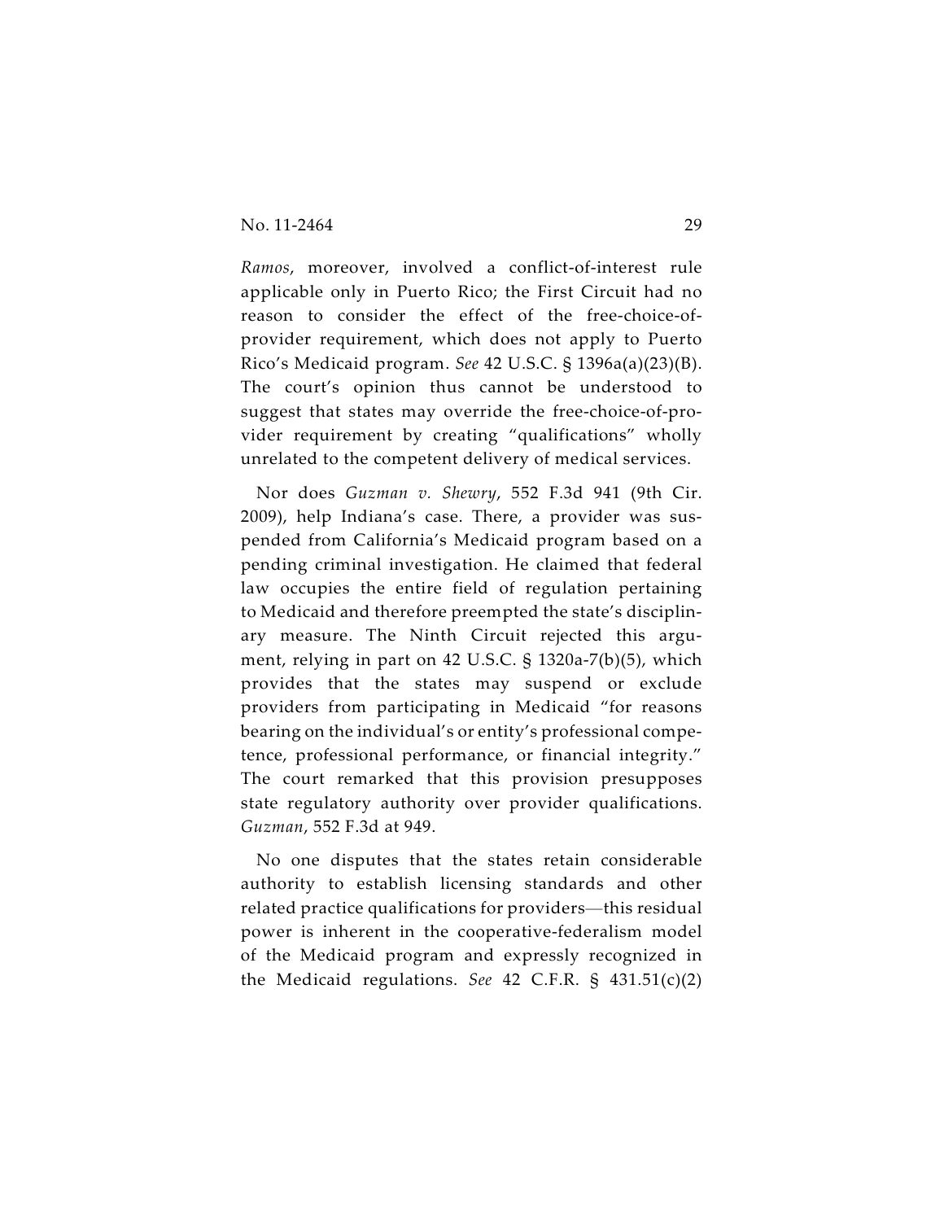*Ramos*, moreover, involved a conflict-of-interest rule applicable only in Puerto Rico; the First Circuit had no reason to consider the effect of the free-choice-of-provider requirement, which does not apply to Puerto Rico's Medicaid program. *See* 42 U.S.C. § 1396a(a)(23)(B). The court's opinion thus cannot be understood to suggest that states may override the free-choice-of-provider requirement by creating "qualifications" wholly unrelated to the competent delivery of medical services.

Nor does *Guzman v. Shewry*, 552 F.3d 941 (9th Cir. 2009), help Indiana's case. There, a provider was suspended from California's Medicaid program based on a pending criminal investigation. He claimed that federal law occupies the entire field of regulation pertaining to Medicaid and therefore preempted the state's disciplinary measure. The Ninth Circuit rejected this argument, relying in part on 42 U.S.C. § 1320a-7(b)(5), which provides that the states may suspend or exclude providers from participating in Medicaid "for reasons bearing on the individual's or entity's professional competence, professional performance, or financial integrity." The court remarked that this provision presupposes state regulatory authority over provider qualifications. *Guzman*, 552 F.3d at 949.

No one disputes that the states retain considerable authority to establish licensing standards and other related practice qualifications for providers—this residual power is inherent in the cooperative-federalism model of the Medicaid program and expressly recognized in the Medicaid regulations. *See* 42 C.F.R. § 431.51(c)(2)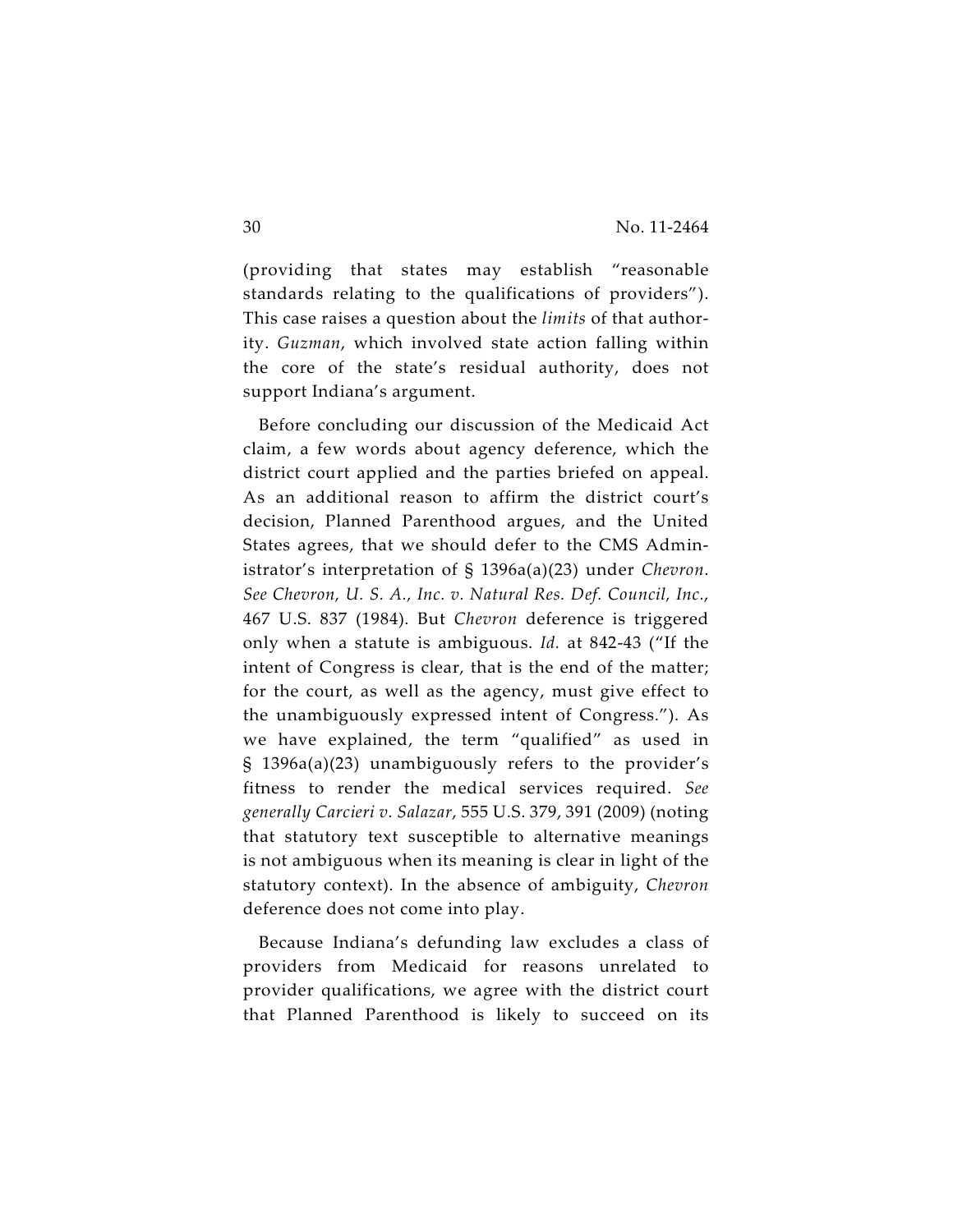(providing that states may establish "reasonable standards relating to the qualifications of providers"). This case raises a question about the *limits* of that authority. *Guzman*, which involved state action falling within the core of the state's residual authority, does not support Indiana's argument.

Before concluding our discussion of the Medicaid Act claim, a few words about agency deference, which the district court applied and the parties briefed on appeal. As an additional reason to affirm the district court's decision, Planned Parenthood argues, and the United States agrees, that we should defer to the CMS Administrator's interpretation of § 1396a(a)(23) under *Chevron*. *See Chevron, U. S. A., Inc. v. Natural Res. Def. Council, Inc.*, 467 U.S. 837 (1984). But *Chevron* deference is triggered only when a statute is ambiguous. *Id.* at 842-43 ("If the intent of Congress is clear, that is the end of the matter; for the court, as well as the agency, must give effect to the unambiguously expressed intent of Congress."). As we have explained, the term "qualified" as used in § 1396a(a)(23) unambiguously refers to the provider's fitness to render the medical services required. *See generally Carcieri v. Salazar*, 555 U.S. 379, 391 (2009) (noting that statutory text susceptible to alternative meanings is not ambiguous when its meaning is clear in light of the statutory context). In the absence of ambiguity, *Chevron* deference does not come into play.

Because Indiana's defunding law excludes a class of providers from Medicaid for reasons unrelated to provider qualifications, we agree with the district court that Planned Parenthood is likely to succeed on its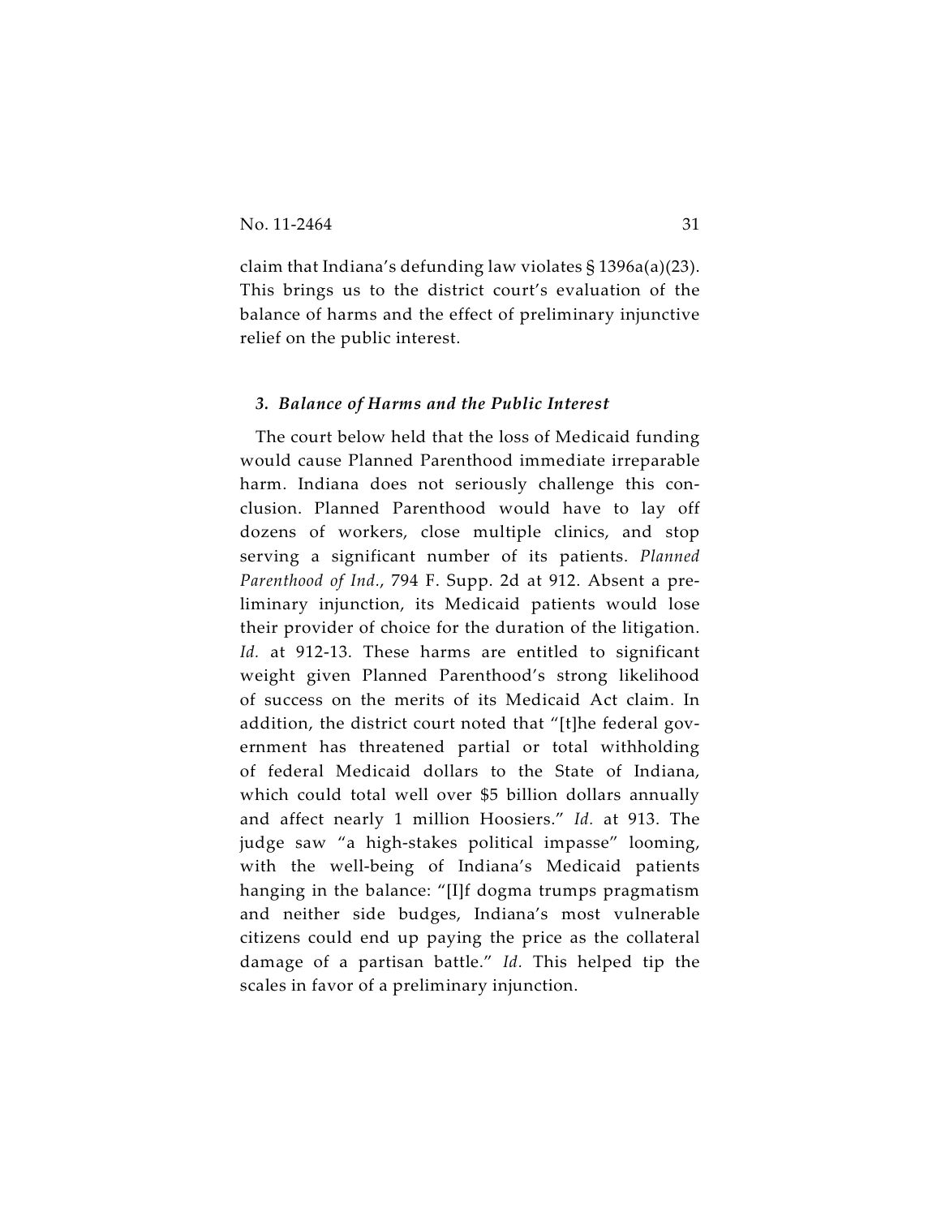claim that Indiana's defunding law violates § 1396a(a)(23). This brings us to the district court's evaluation of the balance of harms and the effect of preliminary injunctive relief on the public interest.

### *3. Balance of Harms and the Public Interest*

The court below held that the loss of Medicaid funding would cause Planned Parenthood immediate irreparable harm. Indiana does not seriously challenge this conclusion. Planned Parenthood would have to lay off dozens of workers, close multiple clinics, and stop serving a significant number of its patients. *Planned Parenthood of Ind.*, 794 F. Supp. 2d at 912. Absent a preliminary injunction, its Medicaid patients would lose their provider of choice for the duration of the litigation. *Id.* at 912-13. These harms are entitled to significant weight given Planned Parenthood's strong likelihood of success on the merits of its Medicaid Act claim. In addition, the district court noted that "[t]he federal government has threatened partial or total withholding of federal Medicaid dollars to the State of Indiana, which could total well over $5 billion dollars annually and affect nearly 1 million Hoosiers." *Id.* at 913. The judge saw "a high-stakes political impasse" looming, with the well-being of Indiana's Medicaid patients hanging in the balance: "[I]f dogma trumps pragmatism and neither side budges, Indiana's most vulnerable citizens could end up paying the price as the collateral damage of a partisan battle." *Id.* This helped tip the scales in favor of a preliminary injunction.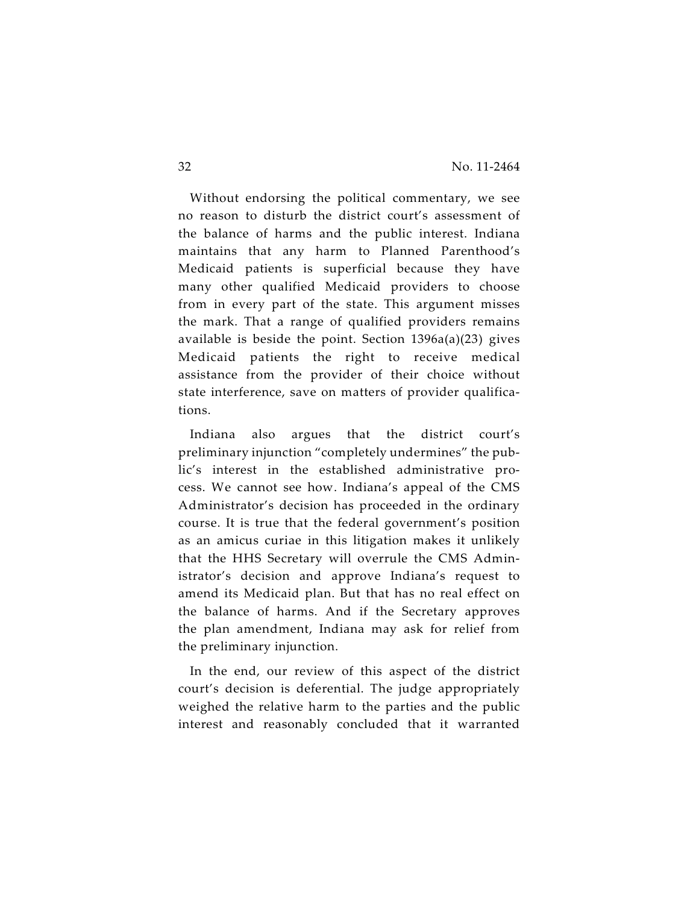Without endorsing the political commentary, we see no reason to disturb the district court's assessment of the balance of harms and the public interest. Indiana maintains that any harm to Planned Parenthood's Medicaid patients is superficial because they have many other qualified Medicaid providers to choose from in every part of the state. This argument misses the mark. That a range of qualified providers remains available is beside the point. Section 1396a(a)(23) gives Medicaid patients the right to receive medical assistance from the provider of their choice without state interference, save on matters of provider qualifications.

Indiana also argues that the district court's preliminary injunction "completely undermines" the public's interest in the established administrative process. We cannot see how. Indiana's appeal of the CMS Administrator's decision has proceeded in the ordinary course. It is true that the federal government's position as an amicus curiae in this litigation makes it unlikely that the HHS Secretary will overrule the CMS Administrator's decision and approve Indiana's request to amend its Medicaid plan. But that has no real effect on the balance of harms. And if the Secretary approves the plan amendment, Indiana may ask for relief from the preliminary injunction.

In the end, our review of this aspect of the district court's decision is deferential. The judge appropriately weighed the relative harm to the parties and the public interest and reasonably concluded that it warranted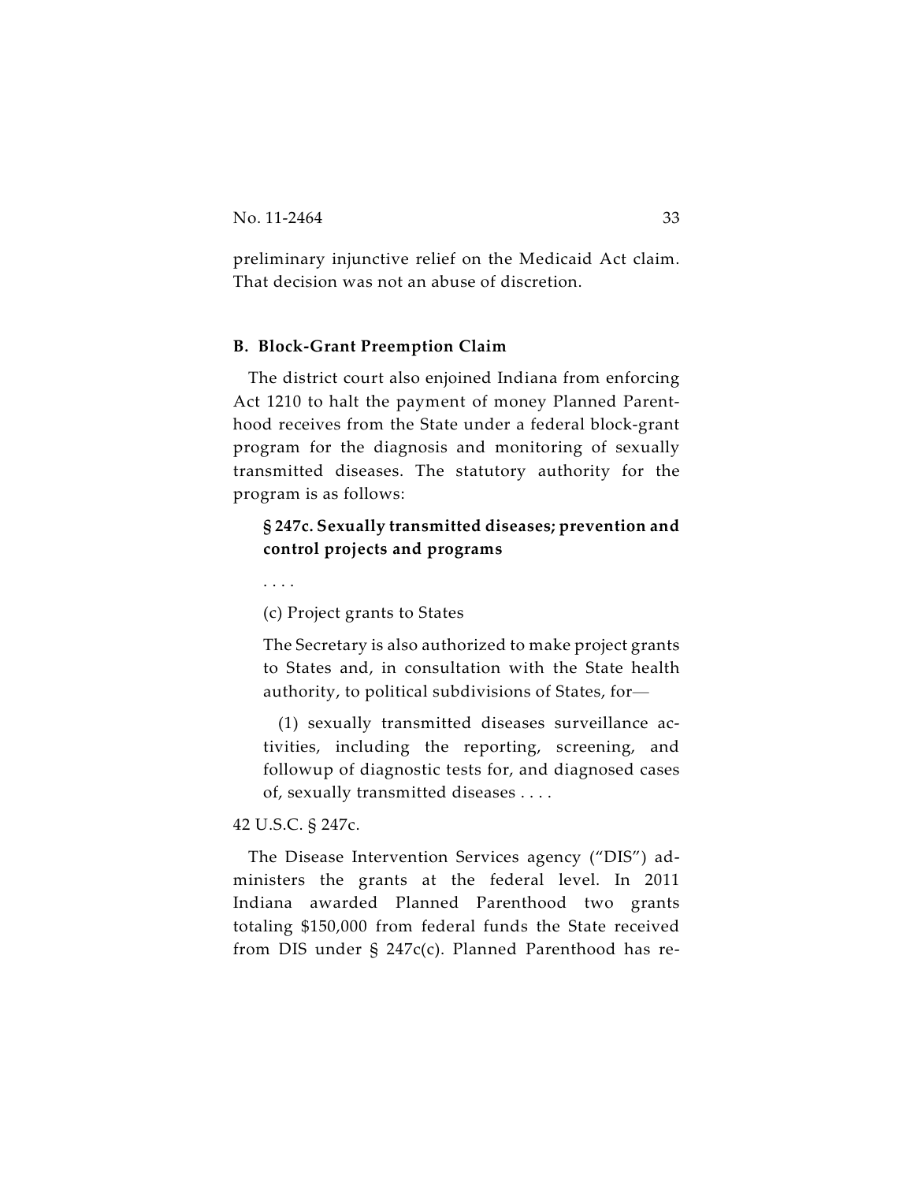preliminary injunctive relief on the Medicaid Act claim. That decision was not an abuse of discretion.

### B. Block-Grant Preemption Claim

The district court also enjoined Indiana from enforcing Act 1210 to halt the payment of money Planned Parenthood receives from the State under a federal block-grant program for the diagnosis and monitoring of sexually transmitted diseases. The statutory authority for the program is as follows:

> **§ 247c. Sexually transmitted diseases; prevention and control projects and programs**
>
> . . . .
>
> (c) Project grants to States
>
> The Secretary is also authorized to make project grants to States and, in consultation with the State health authority, to political subdivisions of States, for—
>
> (1) sexually transmitted diseases surveillance activities, including the reporting, screening, and followup of diagnostic tests for, and diagnosed cases of, sexually transmitted diseases . . . .

42 U.S.C. § 247c.

The Disease Intervention Services agency ("DIS") administers the grants at the federal level. In 2011 Indiana awarded Planned Parenthood two grants totaling $150,000 from federal funds the State received from DIS under § 247c(c). Planned Parenthood has re-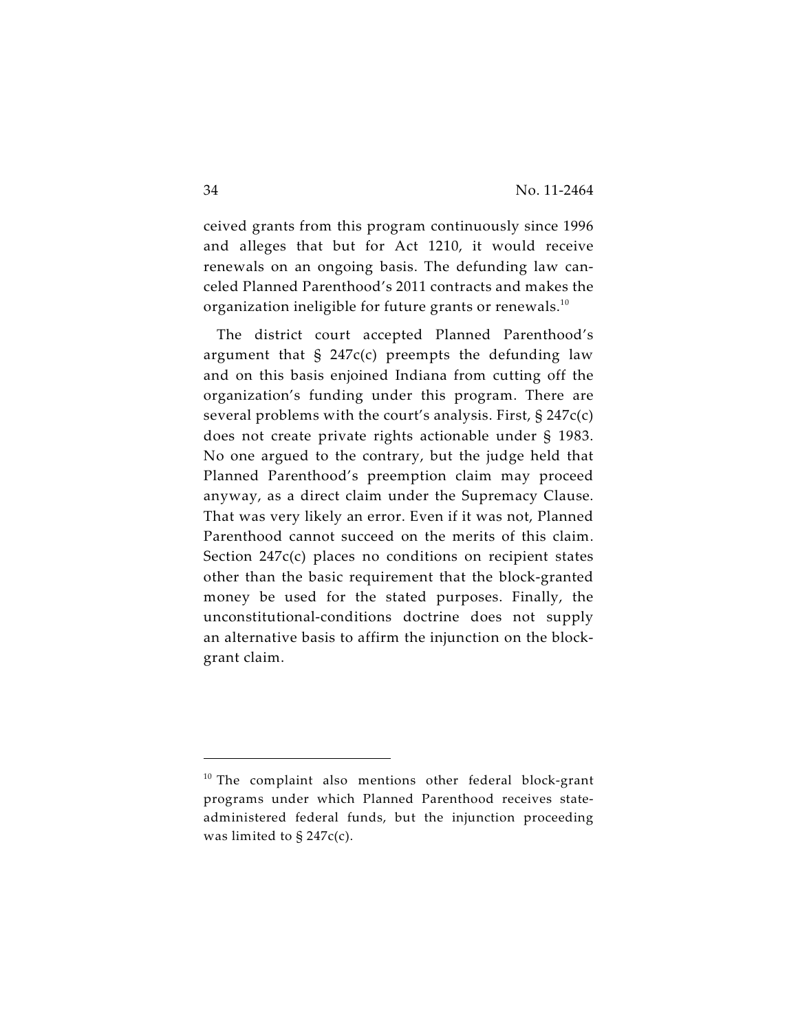ceived grants from this program continuously since 1996 and alleges that but for Act 1210, it would receive renewals on an ongoing basis. The defunding law canceled Planned Parenthood's 2011 contracts and makes the organization ineligible for future grants or renewals.[10]

The district court accepted Planned Parenthood's argument that § 247c(c) preempts the defunding law and on this basis enjoined Indiana from cutting off the organization's funding under this program. There are several problems with the court's analysis. First, § 247c(c) does not create private rights actionable under § 1983. No one argued to the contrary, but the judge held that Planned Parenthood's preemption claim may proceed anyway, as a direct claim under the Supremacy Clause. That was very likely an error. Even if it was not, Planned Parenthood cannot succeed on the merits of this claim. Section 247c(c) places no conditions on recipient states other than the basic requirement that the block-granted money be used for the stated purposes. Finally, the unconstitutional-conditions doctrine does not supply an alternative basis to affirm the injunction on the block-grant claim.

---

[10] The complaint also mentions other federal block-grant programs under which Planned Parenthood receives state-administered federal funds, but the injunction proceeding was limited to § 247c(c).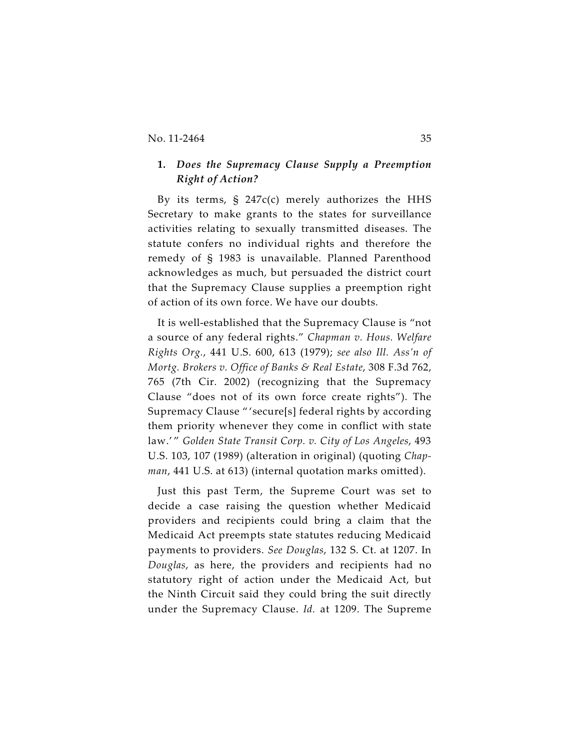### 1. *Does the Supremacy Clause Supply a Preemption Right of Action?*

By its terms, § 247c(c) merely authorizes the HHS Secretary to make grants to the states for surveillance activities relating to sexually transmitted diseases. The statute confers no individual rights and therefore the remedy of § 1983 is unavailable. Planned Parenthood acknowledges as much, but persuaded the district court that the Supremacy Clause supplies a preemption right of action of its own force. We have our doubts.

It is well-established that the Supremacy Clause is "not a source of any federal rights." *Chapman v. Hous. Welfare Rights Org.*, 441 U.S. 600, 613 (1979); *see also Ill. Ass'n of Mortg. Brokers v. Office of Banks & Real Estate*, 308 F.3d 762, 765 (7th Cir. 2002) (recognizing that the Supremacy Clause "does not of its own force create rights"). The Supremacy Clause " 'secure[s] federal rights by according them priority whenever they come in conflict with state law.' " *Golden State Transit Corp. v. City of Los Angeles*, 493 U.S. 103, 107 (1989) (alteration in original) (quoting *Chapman*, 441 U.S. at 613) (internal quotation marks omitted).

Just this past Term, the Supreme Court was set to decide a case raising the question whether Medicaid providers and recipients could bring a claim that the Medicaid Act preempts state statutes reducing Medicaid payments to providers. *See Douglas*, 132 S. Ct. at 1207. In *Douglas*, as here, the providers and recipients had no statutory right of action under the Medicaid Act, but the Ninth Circuit said they could bring the suit directly under the Supremacy Clause. *Id.* at 1209. The Supreme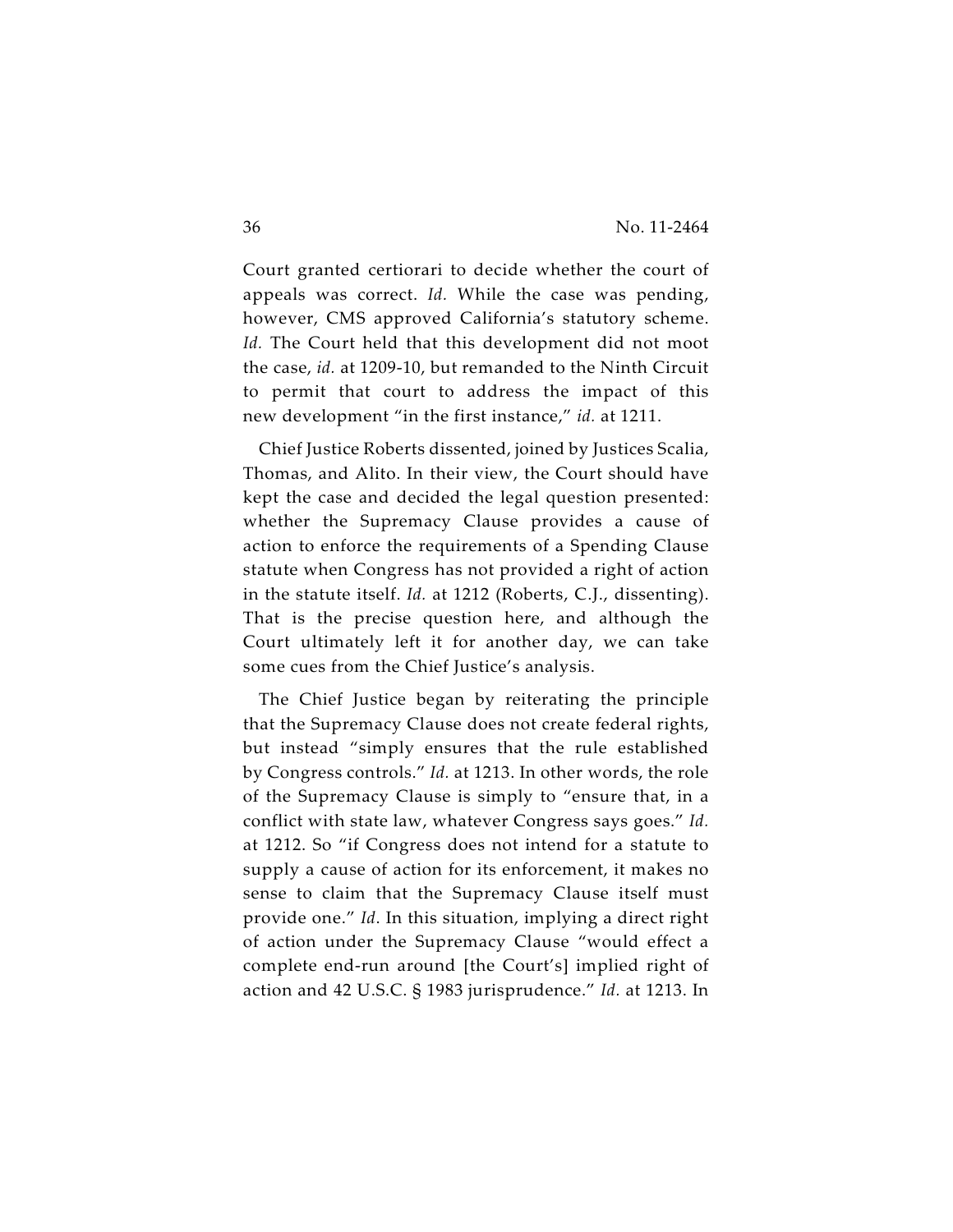Court granted certiorari to decide whether the court of appeals was correct. *Id.* While the case was pending, however, CMS approved California's statutory scheme. *Id.* The Court held that this development did not moot the case, *id.* at 1209-10, but remanded to the Ninth Circuit to permit that court to address the impact of this new development "in the first instance," *id.* at 1211.

Chief Justice Roberts dissented, joined by Justices Scalia, Thomas, and Alito. In their view, the Court should have kept the case and decided the legal question presented: whether the Supremacy Clause provides a cause of action to enforce the requirements of a Spending Clause statute when Congress has not provided a right of action in the statute itself. *Id.* at 1212 (Roberts, C.J., dissenting). That is the precise question here, and although the Court ultimately left it for another day, we can take some cues from the Chief Justice's analysis.

The Chief Justice began by reiterating the principle that the Supremacy Clause does not create federal rights, but instead "simply ensures that the rule established by Congress controls." *Id.* at 1213. In other words, the role of the Supremacy Clause is simply to "ensure that, in a conflict with state law, whatever Congress says goes." *Id.* at 1212. So "if Congress does not intend for a statute to supply a cause of action for its enforcement, it makes no sense to claim that the Supremacy Clause itself must provide one." *Id*. In this situation, implying a direct right of action under the Supremacy Clause "would effect a complete end-run around [the Court's] implied right of action and 42 U.S.C. § 1983 jurisprudence." *Id.* at 1213. In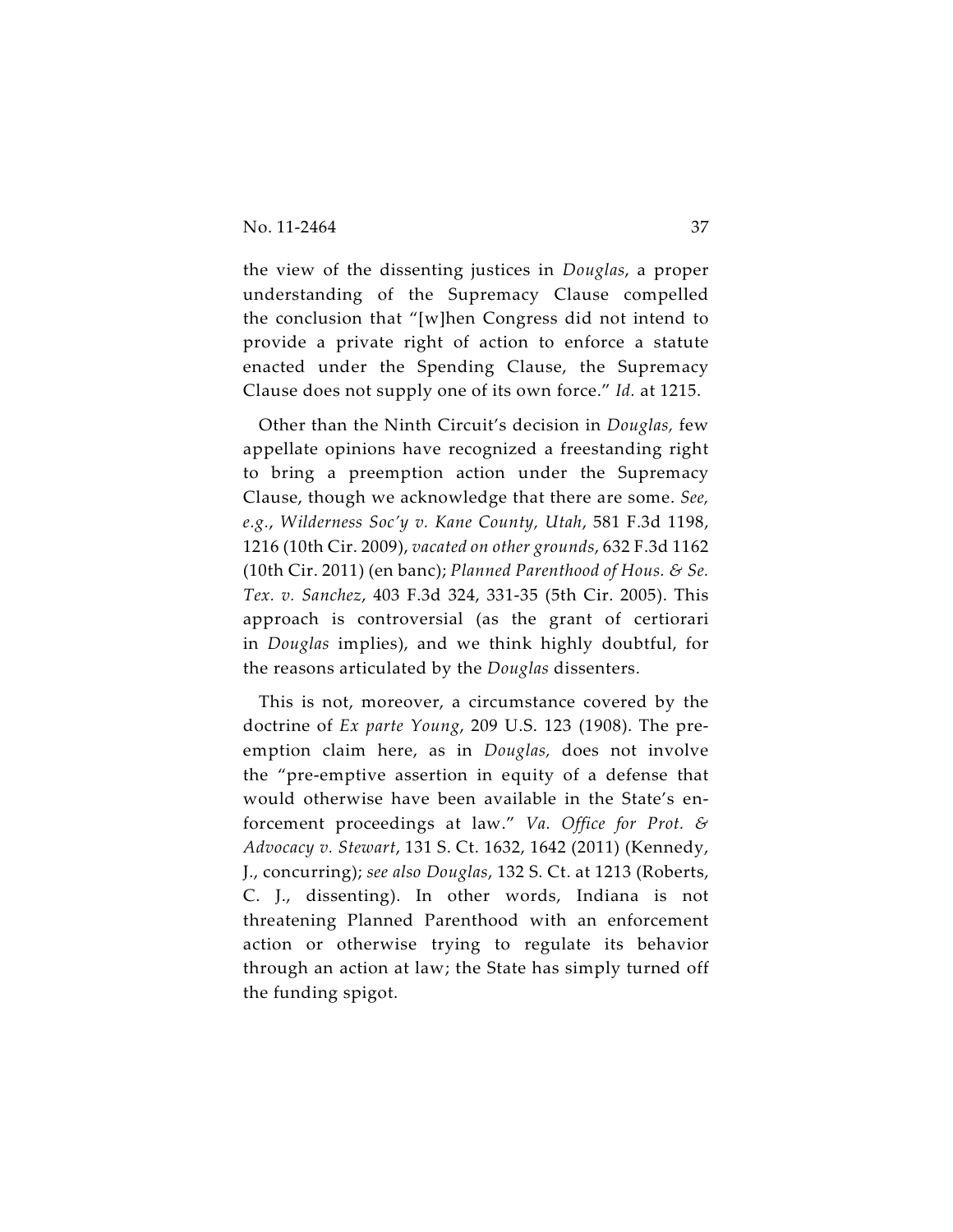the view of the dissenting justices in *Douglas*, a proper understanding of the Supremacy Clause compelled the conclusion that "[w]hen Congress did not intend to provide a private right of action to enforce a statute enacted under the Spending Clause, the Supremacy Clause does not supply one of its own force." *Id.* at 1215.

Other than the Ninth Circuit's decision in *Douglas,* few appellate opinions have recognized a freestanding right to bring a preemption action under the Supremacy Clause, though we acknowledge that there are some. *See, e.g.*, *Wilderness Soc'y v. Kane County, Utah*, 581 F.3d 1198, 1216 (10th Cir. 2009), *vacated on other grounds*, 632 F.3d 1162 (10th Cir. 2011) (en banc); *Planned Parenthood of Hous. & Se. Tex. v. Sanchez*, 403 F.3d 324, 331-35 (5th Cir. 2005). This approach is controversial (as the grant of certiorari in *Douglas* implies), and we think highly doubtful, for the reasons articulated by the *Douglas* dissenters.

This is not, moreover, a circumstance covered by the doctrine of *Ex parte Young*, 209 U.S. 123 (1908). The preemption claim here, as in *Douglas,* does not involve the "pre-emptive assertion in equity of a defense that would otherwise have been available in the State's enforcement proceedings at law." *Va. Office for Prot. & Advocacy v. Stewart*, 131 S. Ct. 1632, 1642 (2011) (Kennedy, J., concurring); *see also Douglas*, 132 S. Ct. at 1213 (Roberts, C. J., dissenting). In other words, Indiana is not threatening Planned Parenthood with an enforcement action or otherwise trying to regulate its behavior through an action at law; the State has simply turned off the funding spigot.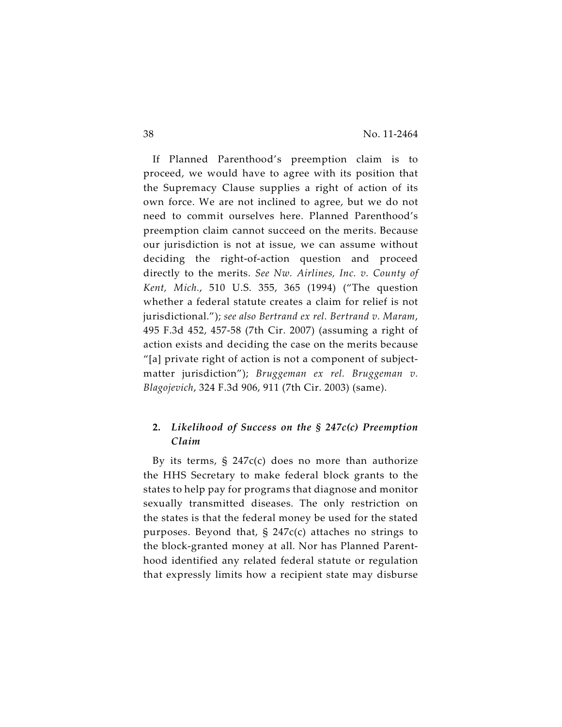If Planned Parenthood's preemption claim is to proceed, we would have to agree with its position that the Supremacy Clause supplies a right of action of its own force. We are not inclined to agree, but we do not need to commit ourselves here. Planned Parenthood's preemption claim cannot succeed on the merits. Because our jurisdiction is not at issue, we can assume without deciding the right-of-action question and proceed directly to the merits. *See Nw. Airlines, Inc. v. County of Kent, Mich.*, 510 U.S. 355, 365 (1994) ("The question whether a federal statute creates a claim for relief is not jurisdictional."); *see also Bertrand ex rel. Bertrand v. Maram*, 495 F.3d 452, 457-58 (7th Cir. 2007) (assuming a right of action exists and deciding the case on the merits because "[a] private right of action is not a component of subject-matter jurisdiction"); *Bruggeman ex rel. Bruggeman v. Blagojevich*, 324 F.3d 906, 911 (7th Cir. 2003) (same).

### 2. *Likelihood of Success on the § 247c(c) Preemption Claim*

By its terms, § 247c(c) does no more than authorize the HHS Secretary to make federal block grants to the states to help pay for programs that diagnose and monitor sexually transmitted diseases. The only restriction on the states is that the federal money be used for the stated purposes. Beyond that, § 247c(c) attaches no strings to the block-granted money at all. Nor has Planned Parenthood identified any related federal statute or regulation that expressly limits how a recipient state may disburse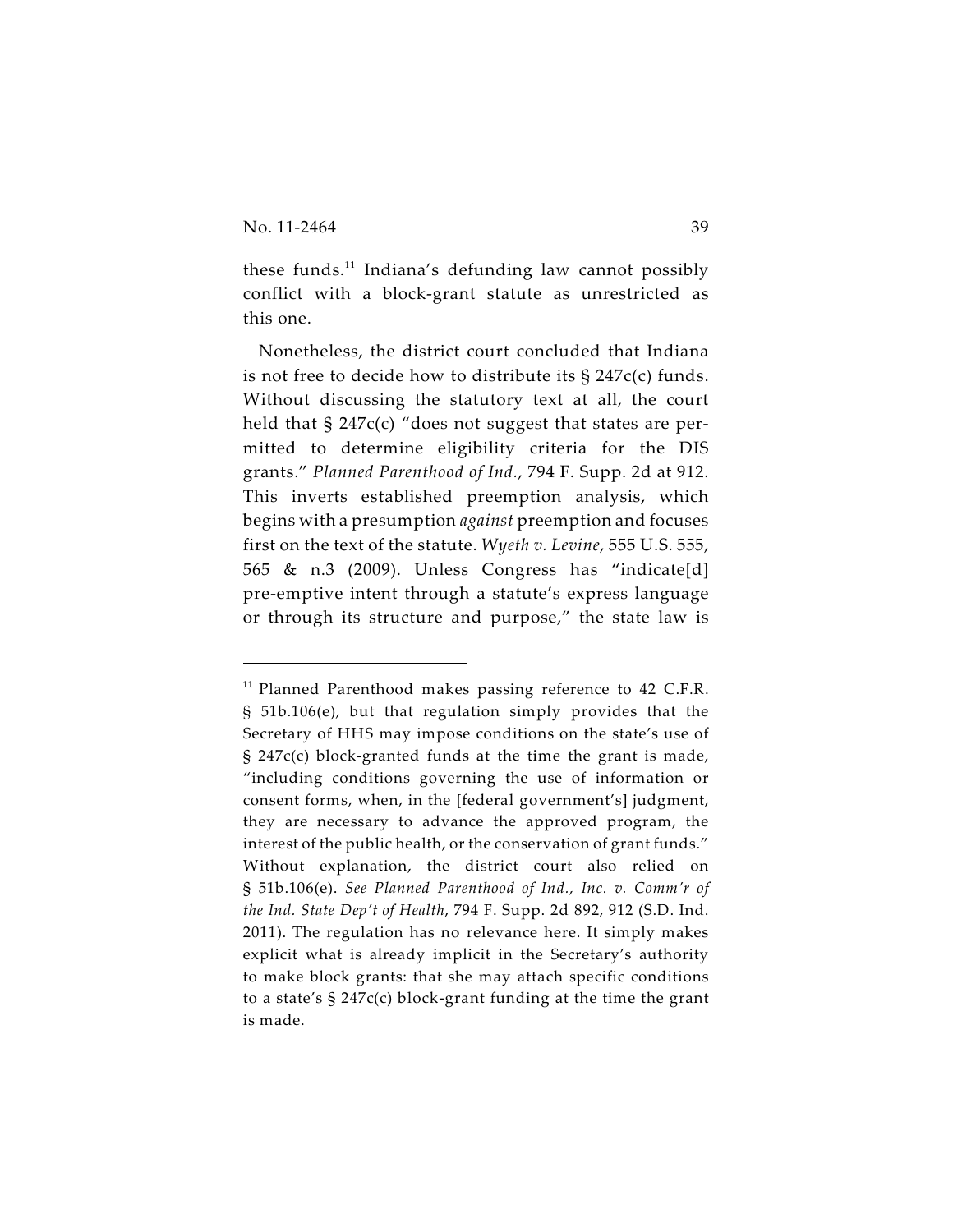these funds.[11] Indiana's defunding law cannot possibly conflict with a block-grant statute as unrestricted as this one.

Nonetheless, the district court concluded that Indiana is not free to decide how to distribute its § 247c(c) funds. Without discussing the statutory text at all, the court held that § 247c(c) "does not suggest that states are permitted to determine eligibility criteria for the DIS grants." *Planned Parenthood of Ind.*, 794 F. Supp. 2d at 912. This inverts established preemption analysis, which begins with a presumption *against* preemption and focuses first on the text of the statute. *Wyeth v. Levine*, 555 U.S. 555, 565 & n.3 (2009). Unless Congress has "indicate[d] pre-emptive intent through a statute's express language or through its structure and purpose," the state law is

---

[11] Planned Parenthood makes passing reference to 42 C.F.R. § 51b.106(e), but that regulation simply provides that the Secretary of HHS may impose conditions on the state's use of § 247c(c) block-granted funds at the time the grant is made, "including conditions governing the use of information or consent forms, when, in the [federal government's] judgment, they are necessary to advance the approved program, the interest of the public health, or the conservation of grant funds." Without explanation, the district court also relied on § 51b.106(e). *See Planned Parenthood of Ind., Inc. v. Comm'r of the Ind. State Dep't of Health*, 794 F. Supp. 2d 892, 912 (S.D. Ind. 2011). The regulation has no relevance here. It simply makes explicit what is already implicit in the Secretary's authority to make block grants: that she may attach specific conditions to a state's § 247c(c) block-grant funding at the time the grant is made.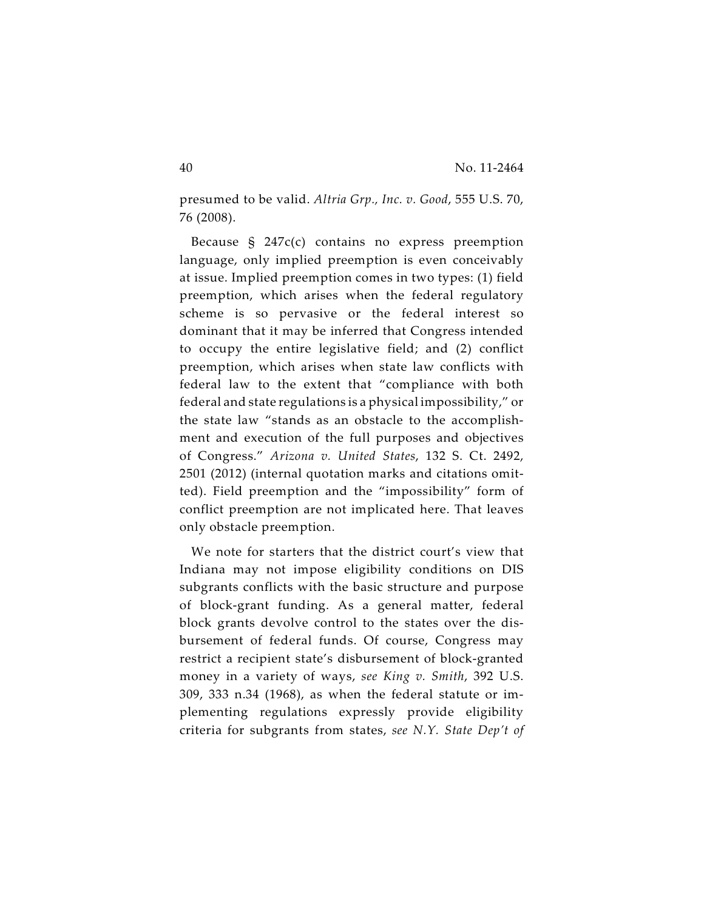presumed to be valid. *Altria Grp., Inc. v. Good*, 555 U.S. 70, 76 (2008).

Because § 247c(c) contains no express preemption language, only implied preemption is even conceivably at issue. Implied preemption comes in two types: (1) field preemption, which arises when the federal regulatory scheme is so pervasive or the federal interest so dominant that it may be inferred that Congress intended to occupy the entire legislative field; and (2) conflict preemption, which arises when state law conflicts with federal law to the extent that "compliance with both federal and state regulations is a physical impossibility," or the state law "stands as an obstacle to the accomplishment and execution of the full purposes and objectives of Congress." *Arizona v. United States*, 132 S. Ct. 2492, 2501 (2012) (internal quotation marks and citations omitted). Field preemption and the "impossibility" form of conflict preemption are not implicated here. That leaves only obstacle preemption.

We note for starters that the district court's view that Indiana may not impose eligibility conditions on DIS subgrants conflicts with the basic structure and purpose of block-grant funding. As a general matter, federal block grants devolve control to the states over the disbursement of federal funds. Of course, Congress may restrict a recipient state's disbursement of block-granted money in a variety of ways, *see King v. Smith*, 392 U.S. 309, 333 n.34 (1968), as when the federal statute or implementing regulations expressly provide eligibility criteria for subgrants from states, *see N.Y. State Dep't of*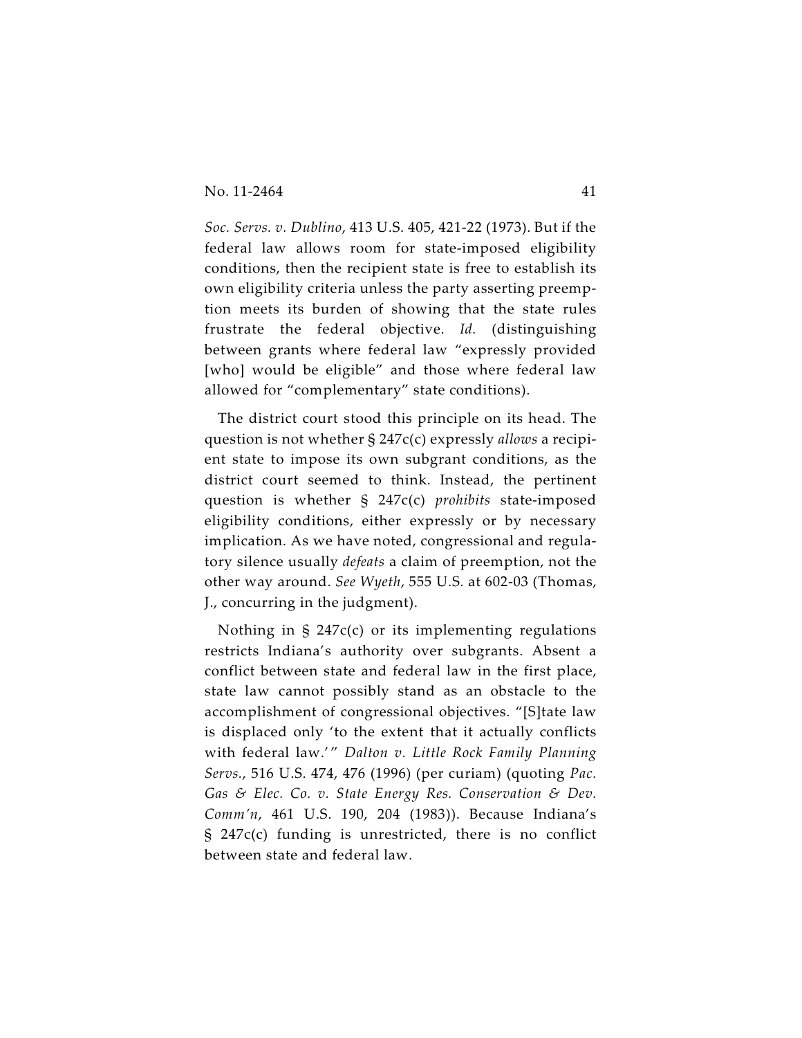*Soc. Servs. v. Dublino*, 413 U.S. 405, 421-22 (1973). But if the federal law allows room for state-imposed eligibility conditions, then the recipient state is free to establish its own eligibility criteria unless the party asserting preemption meets its burden of showing that the state rules frustrate the federal objective. *Id.* (distinguishing between grants where federal law "expressly provided [who] would be eligible" and those where federal law allowed for "complementary" state conditions).

The district court stood this principle on its head. The question is not whether § 247c(c) expressly *allows* a recipient state to impose its own subgrant conditions, as the district court seemed to think. Instead, the pertinent question is whether § 247c(c) *prohibits* state-imposed eligibility conditions, either expressly or by necessary implication. As we have noted, congressional and regulatory silence usually *defeats* a claim of preemption, not the other way around. *See Wyeth*, 555 U.S. at 602-03 (Thomas, J., concurring in the judgment).

Nothing in § 247c(c) or its implementing regulations restricts Indiana's authority over subgrants. Absent a conflict between state and federal law in the first place, state law cannot possibly stand as an obstacle to the accomplishment of congressional objectives. "[S]tate law is displaced only 'to the extent that it actually conflicts with federal law.'" *Dalton v. Little Rock Family Planning Servs.*, 516 U.S. 474, 476 (1996) (per curiam) (quoting *Pac. Gas & Elec. Co. v. State Energy Res. Conservation & Dev. Comm'n*, 461 U.S. 190, 204 (1983)). Because Indiana's § 247c(c) funding is unrestricted, there is no conflict between state and federal law.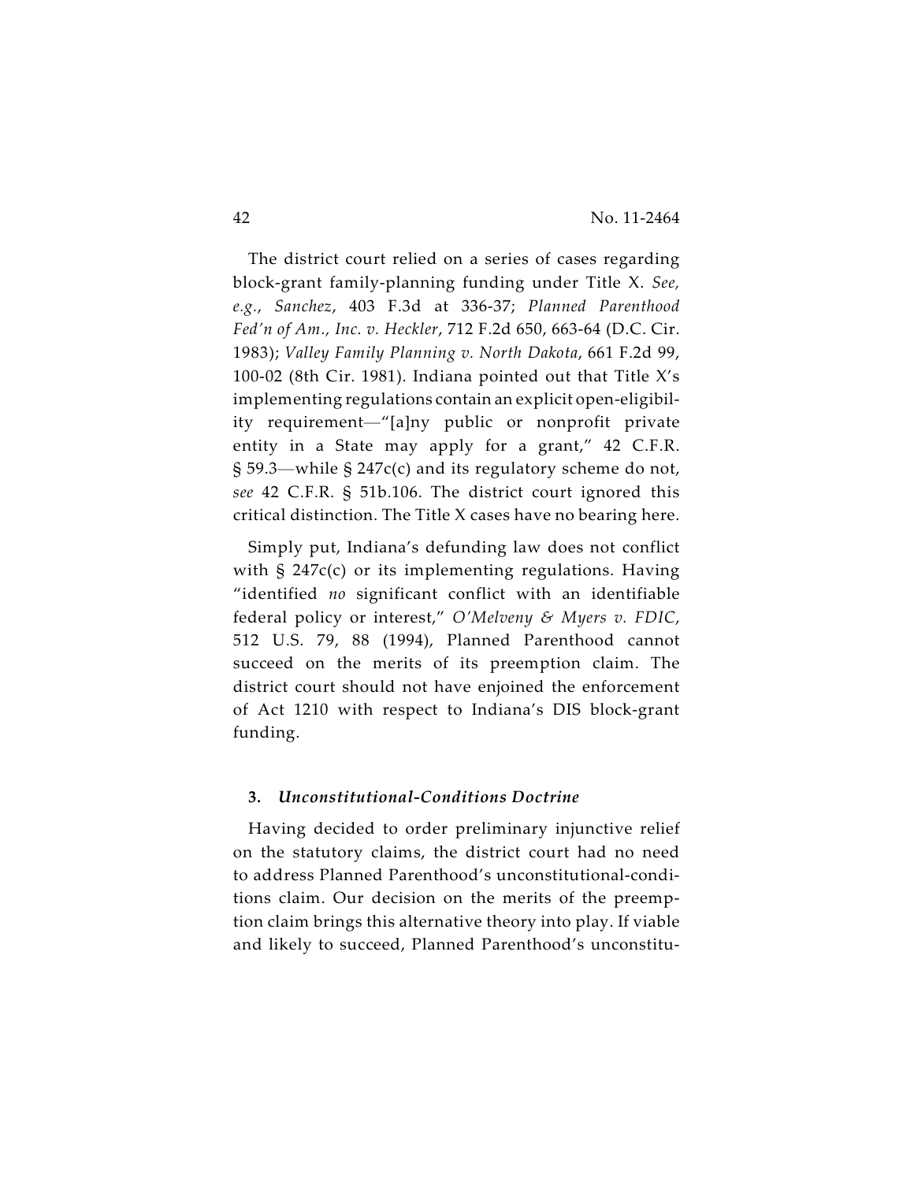The district court relied on a series of cases regarding block-grant family-planning funding under Title X. *See, e.g.*, *Sanchez*, 403 F.3d at 336-37; *Planned Parenthood Fed'n of Am., Inc. v. Heckler*, 712 F.2d 650, 663-64 (D.C. Cir. 1983); *Valley Family Planning v. North Dakota*, 661 F.2d 99, 100-02 (8th Cir. 1981). Indiana pointed out that Title X's implementing regulations contain an explicit open-eligibility requirement—"[a]ny public or nonprofit private entity in a State may apply for a grant," 42 C.F.R. § 59.3—while § 247c(c) and its regulatory scheme do not, *see* 42 C.F.R. § 51b.106. The district court ignored this critical distinction. The Title X cases have no bearing here.

Simply put, Indiana's defunding law does not conflict with § 247c(c) or its implementing regulations. Having "identified *no* significant conflict with an identifiable federal policy or interest," *O'Melveny & Myers v. FDIC*, 512 U.S. 79, 88 (1994), Planned Parenthood cannot succeed on the merits of its preemption claim. The district court should not have enjoined the enforcement of Act 1210 with respect to Indiana's DIS block-grant funding.

**3.** ***Unconstitutional-Conditions Doctrine***

Having decided to order preliminary injunctive relief on the statutory claims, the district court had no need to address Planned Parenthood's unconstitutional-conditions claim. Our decision on the merits of the preemption claim brings this alternative theory into play. If viable and likely to succeed, Planned Parenthood's unconstitu-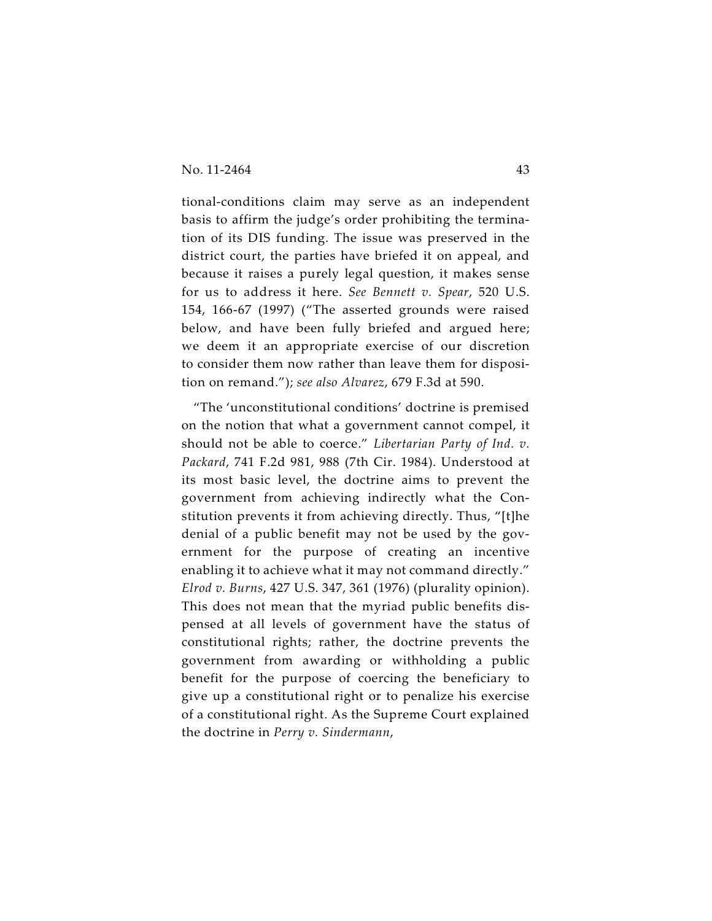tional-conditions claim may serve as an independent basis to affirm the judge's order prohibiting the termination of its DIS funding. The issue was preserved in the district court, the parties have briefed it on appeal, and because it raises a purely legal question, it makes sense for us to address it here. *See Bennett v. Spear*, 520 U.S. 154, 166-67 (1997) ("The asserted grounds were raised below, and have been fully briefed and argued here; we deem it an appropriate exercise of our discretion to consider them now rather than leave them for disposition on remand."); *see also Alvarez*, 679 F.3d at 590.

"The 'unconstitutional conditions' doctrine is premised on the notion that what a government cannot compel, it should not be able to coerce." *Libertarian Party of Ind. v. Packard*, 741 F.2d 981, 988 (7th Cir. 1984). Understood at its most basic level, the doctrine aims to prevent the government from achieving indirectly what the Constitution prevents it from achieving directly. Thus, "[t]he denial of a public benefit may not be used by the government for the purpose of creating an incentive enabling it to achieve what it may not command directly." *Elrod v. Burns*, 427 U.S. 347, 361 (1976) (plurality opinion). This does not mean that the myriad public benefits dispensed at all levels of government have the status of constitutional rights; rather, the doctrine prevents the government from awarding or withholding a public benefit for the purpose of coercing the beneficiary to give up a constitutional right or to penalize his exercise of a constitutional right. As the Supreme Court explained the doctrine in *Perry v. Sindermann*,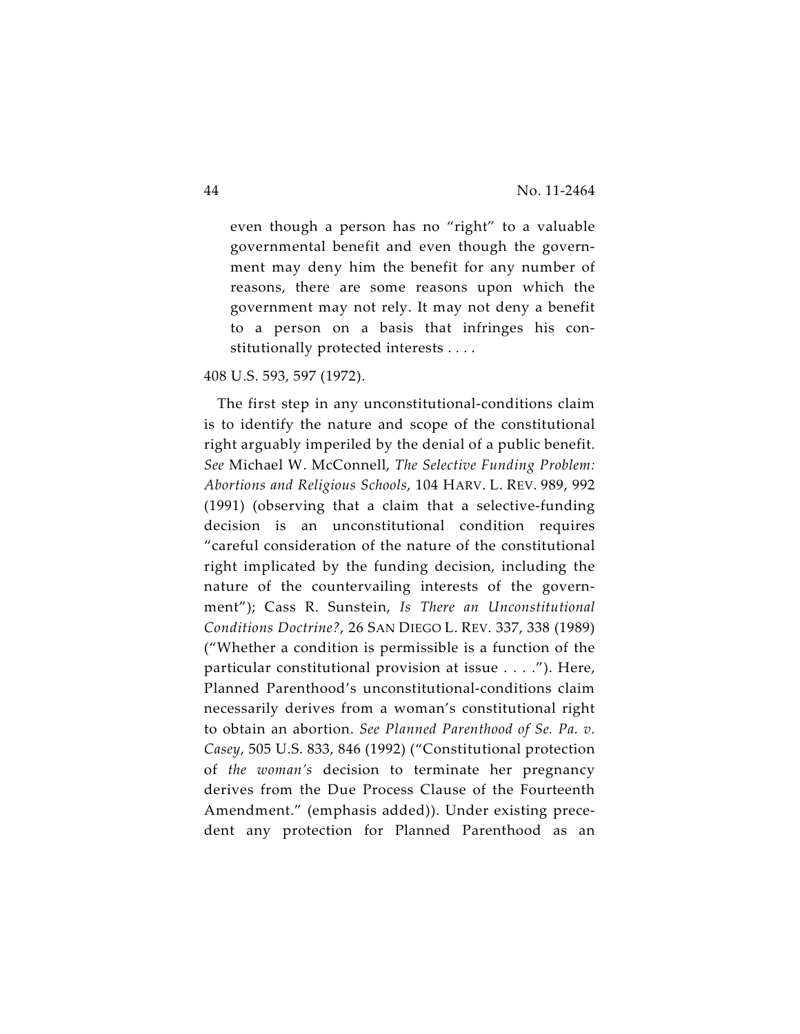> even though a person has no "right" to a valuable governmental benefit and even though the government may deny him the benefit for any number of reasons, there are some reasons upon which the government may not rely. It may not deny a benefit to a person on a basis that infringes his constitutionally protected interests . . . .

408 U.S. 593, 597 (1972).

The first step in any unconstitutional-conditions claim is to identify the nature and scope of the constitutional right arguably imperiled by the denial of a public benefit. *See* Michael W. McConnell, *The Selective Funding Problem: Abortions and Religious Schools*, 104 HARV. L. REV. 989, 992 (1991) (observing that a claim that a selective-funding decision is an unconstitutional condition requires "careful consideration of the nature of the constitutional right implicated by the funding decision, including the nature of the countervailing interests of the government"); Cass R. Sunstein, *Is There an Unconstitutional Conditions Doctrine?*, 26 SAN DIEGO L. REV. 337, 338 (1989) ("Whether a condition is permissible is a function of the particular constitutional provision at issue . . . ."). Here, Planned Parenthood's unconstitutional-conditions claim necessarily derives from a woman's constitutional right to obtain an abortion. *See Planned Parenthood of Se. Pa. v. Casey*, 505 U.S. 833, 846 (1992) ("Constitutional protection of *the woman's* decision to terminate her pregnancy derives from the Due Process Clause of the Fourteenth Amendment." (emphasis added)). Under existing precedent any protection for Planned Parenthood as an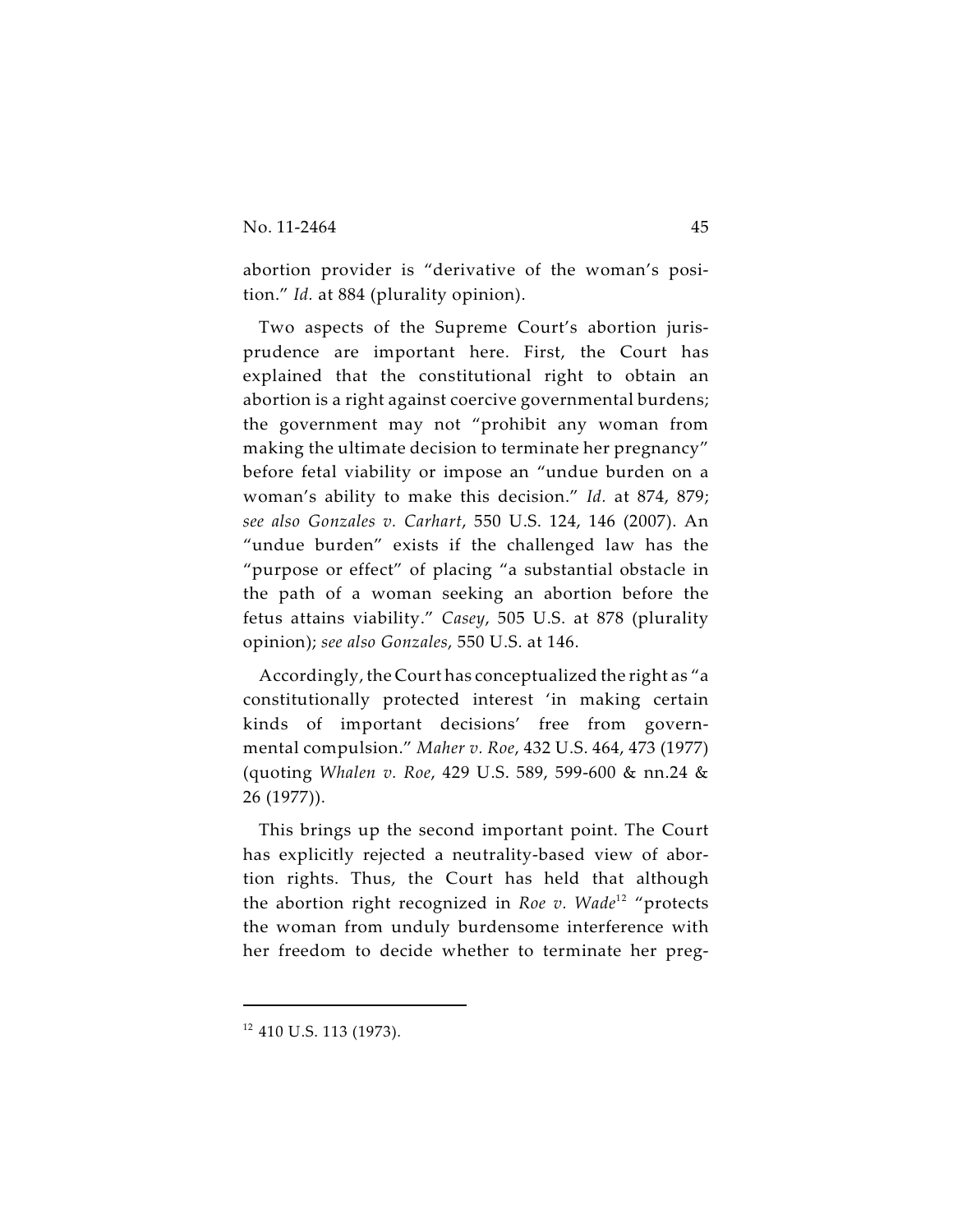abortion provider is "derivative of the woman's position." *Id.* at 884 (plurality opinion).

Two aspects of the Supreme Court's abortion jurisprudence are important here. First, the Court has explained that the constitutional right to obtain an abortion is a right against coercive governmental burdens; the government may not "prohibit any woman from making the ultimate decision to terminate her pregnancy" before fetal viability or impose an "undue burden on a woman's ability to make this decision." *Id.* at 874, 879; *see also Gonzales v. Carhart*, 550 U.S. 124, 146 (2007). An "undue burden" exists if the challenged law has the "purpose or effect" of placing "a substantial obstacle in the path of a woman seeking an abortion before the fetus attains viability." *Casey*, 505 U.S. at 878 (plurality opinion); *see also Gonzales*, 550 U.S. at 146.

Accordingly, the Court has conceptualized the right as "a constitutionally protected interest 'in making certain kinds of important decisions' free from governmental compulsion." *Maher v. Roe*, 432 U.S. 464, 473 (1977) (quoting *Whalen v. Roe*, 429 U.S. 589, 599-600 & nn.24 & 26 (1977)).

This brings up the second important point. The Court has explicitly rejected a neutrality-based view of abortion rights. Thus, the Court has held that although the abortion right recognized in *Roe v. Wade*[12] "protects the woman from unduly burdensome interference with her freedom to decide whether to terminate her preg-

---

[12] 410 U.S. 113 (1973).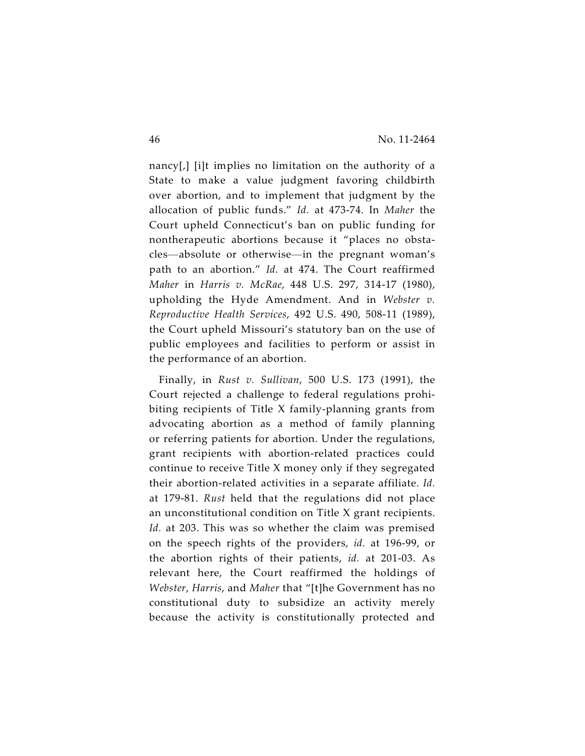nancy[,] [i]t implies no limitation on the authority of a State to make a value judgment favoring childbirth over abortion, and to implement that judgment by the allocation of public funds." *Id.* at 473-74. In *Maher* the Court upheld Connecticut's ban on public funding for nontherapeutic abortions because it "places no obstacles—absolute or otherwise—in the pregnant woman's path to an abortion." *Id.* at 474. The Court reaffirmed *Maher* in *Harris v. McRae*, 448 U.S. 297, 314-17 (1980), upholding the Hyde Amendment. And in *Webster v. Reproductive Health Services*, 492 U.S. 490, 508-11 (1989), the Court upheld Missouri's statutory ban on the use of public employees and facilities to perform or assist in the performance of an abortion.

Finally, in *Rust v. Sullivan*, 500 U.S. 173 (1991), the Court rejected a challenge to federal regulations prohibiting recipients of Title X family-planning grants from advocating abortion as a method of family planning or referring patients for abortion. Under the regulations, grant recipients with abortion-related practices could continue to receive Title X money only if they segregated their abortion-related activities in a separate affiliate. *Id.* at 179-81. *Rust* held that the regulations did not place an unconstitutional condition on Title X grant recipients. *Id.* at 203. This was so whether the claim was premised on the speech rights of the providers, *id.* at 196-99, or the abortion rights of their patients, *id.* at 201-03. As relevant here, the Court reaffirmed the holdings of *Webster*, *Harris*, and *Maher* that "[t]he Government has no constitutional duty to subsidize an activity merely because the activity is constitutionally protected and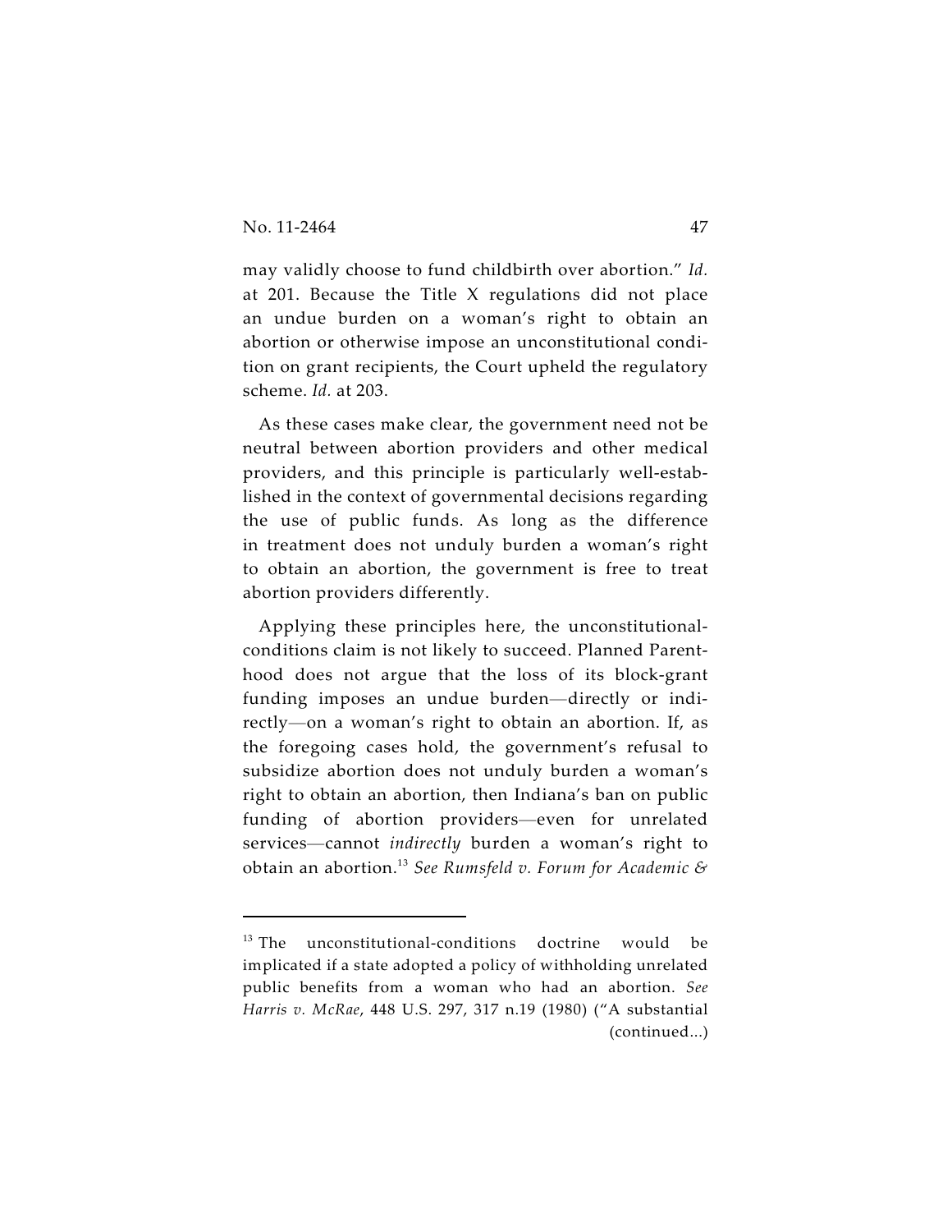may validly choose to fund childbirth over abortion." *Id.* at 201. Because the Title X regulations did not place an undue burden on a woman's right to obtain an abortion or otherwise impose an unconstitutional condition on grant recipients, the Court upheld the regulatory scheme. *Id.* at 203.

As these cases make clear, the government need not be neutral between abortion providers and other medical providers, and this principle is particularly well-established in the context of governmental decisions regarding the use of public funds. As long as the difference in treatment does not unduly burden a woman's right to obtain an abortion, the government is free to treat abortion providers differently.

Applying these principles here, the unconstitutional-conditions claim is not likely to succeed. Planned Parenthood does not argue that the loss of its block-grant funding imposes an undue burden—directly or indirectly—on a woman's right to obtain an abortion. If, as the foregoing cases hold, the government's refusal to subsidize abortion does not unduly burden a woman's right to obtain an abortion, then Indiana's ban on public funding of abortion providers—even for unrelated services—cannot *indirectly* burden a woman's right to obtain an abortion.[13] *See Rumsfeld v. Forum for Academic &*

---

[13] The unconstitutional-conditions doctrine would be implicated if a state adopted a policy of withholding unrelated public benefits from a woman who had an abortion. *See Harris v. McRae*, 448 U.S. 297, 317 n.19 (1980) ("A substantial (continued...)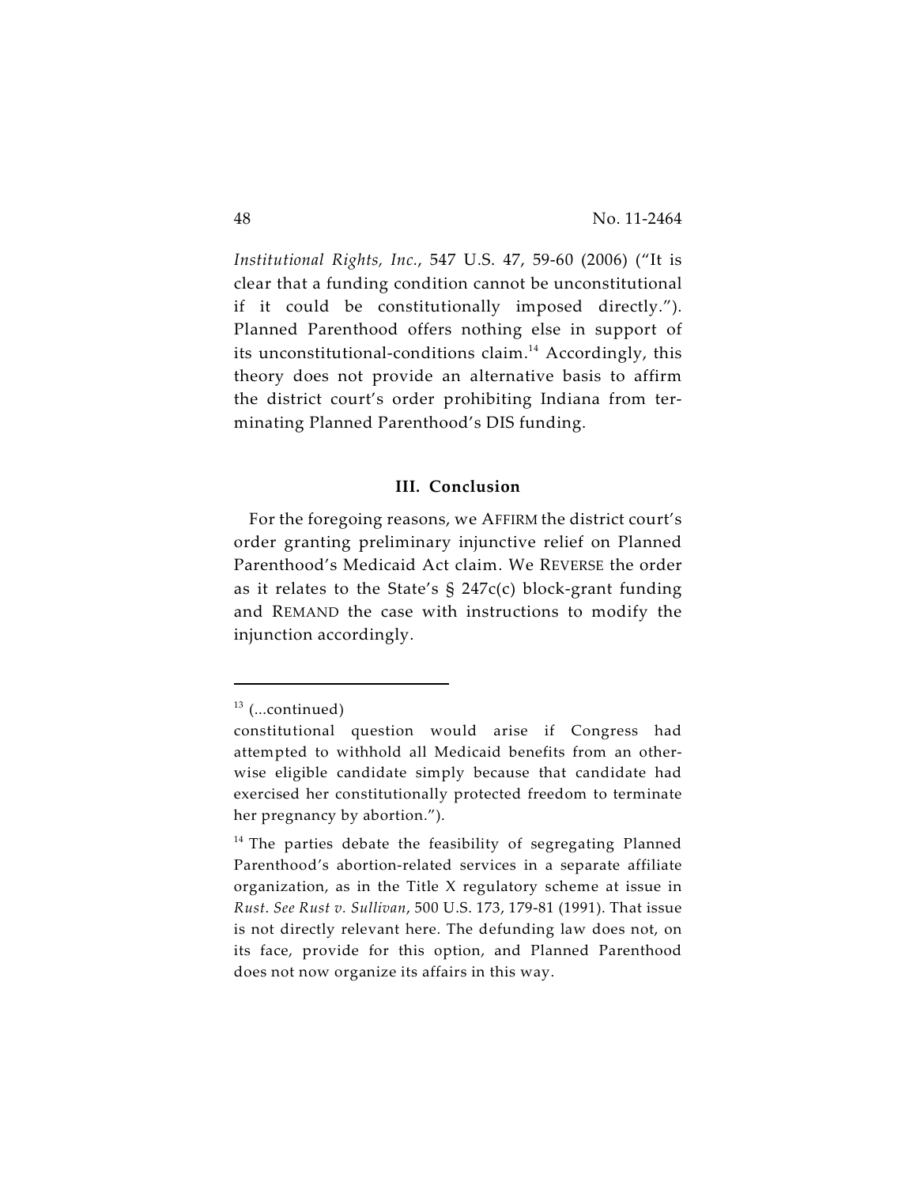*Institutional Rights, Inc.*, 547 U.S. 47, 59-60 (2006) ("It is clear that a funding condition cannot be unconstitutional if it could be constitutionally imposed directly."). Planned Parenthood offers nothing else in support of its unconstitutional-conditions claim.[14] Accordingly, this theory does not provide an alternative basis to affirm the district court's order prohibiting Indiana from terminating Planned Parenthood's DIS funding.

### III. Conclusion

For the foregoing reasons, we AFFIRM the district court's order granting preliminary injunctive relief on Planned Parenthood's Medicaid Act claim. We REVERSE the order as it relates to the State's § 247c(c) block-grant funding and REMAND the case with instructions to modify the injunction accordingly.

---

[13] (...continued)
constitutional question would arise if Congress had attempted to withhold all Medicaid benefits from an otherwise eligible candidate simply because that candidate had exercised her constitutionally protected freedom to terminate her pregnancy by abortion.").

[14] The parties debate the feasibility of segregating Planned Parenthood's abortion-related services in a separate affiliate organization, as in the Title X regulatory scheme at issue in *Rust*. *See Rust v. Sullivan*, 500 U.S. 173, 179-81 (1991). That issue is not directly relevant here. The defunding law does not, on its face, provide for this option, and Planned Parenthood does not now organize its affairs in this way.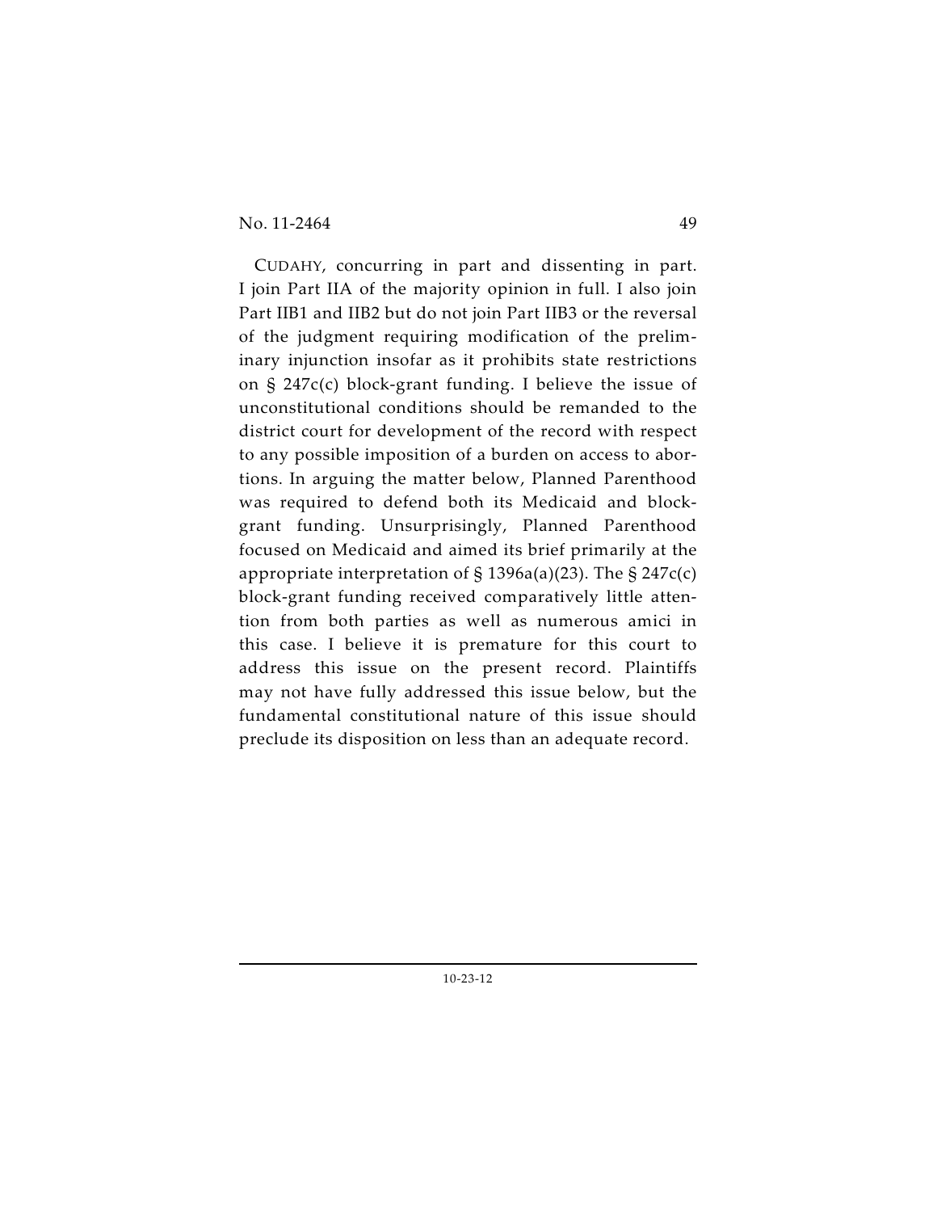CUDAHY, concurring in part and dissenting in part. I join Part IIA of the majority opinion in full. I also join Part IIB1 and IIB2 but do not join Part IIB3 or the reversal of the judgment requiring modification of the preliminary injunction insofar as it prohibits state restrictions on § 247c(c) block-grant funding. I believe the issue of unconstitutional conditions should be remanded to the district court for development of the record with respect to any possible imposition of a burden on access to abortions. In arguing the matter below, Planned Parenthood was required to defend both its Medicaid and block-grant funding. Unsurprisingly, Planned Parenthood focused on Medicaid and aimed its brief primarily at the appropriate interpretation of § 1396a(a)(23). The § 247c(c) block-grant funding received comparatively little attention from both parties as well as numerous amici in this case. I believe it is premature for this court to address this issue on the present record. Plaintiffs may not have fully addressed this issue below, but the fundamental constitutional nature of this issue should preclude its disposition on less than an adequate record.

---

10-23-12